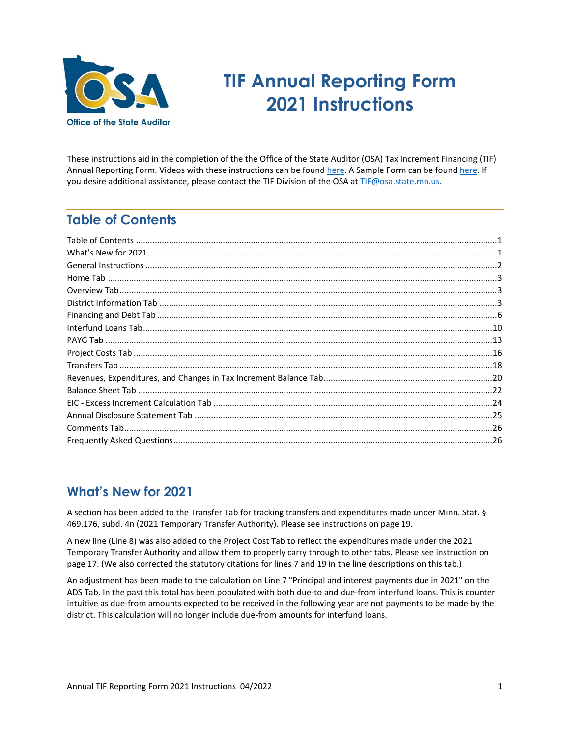Office of the State Auditor

# TIF Annual Reporting Form 2021 Instructions

These instructions aid in the completion of the the Office of the State Auditor (OSA) Tax Increment Financing (TIF) Annual Reporting Form. Videos with these instructions can be found here. A Sample Form can be found here. If you desire additional assistance, please contact the TIF Division of the OSA at TIF@osa.state.mn.us.

## Table of Contents

| Section | Page |
|---|---|
| Table of Contents | 1 |
| What's New for 2021 | 1 |
| General Instructions | 2 |
| Home Tab | 3 |
| Overview Tab | 3 |
| District Information Tab | 3 |
| Financing and Debt Tab | 6 |
| Interfund Loans Tab | 10 |
| PAYG Tab | 13 |
| Project Costs Tab | 16 |
| Transfers Tab | 18 |
| Revenues, Expenditures, and Changes in Tax Increment Balance Tab | 20 |
| Balance Sheet Tab | 22 |
| EIC - Excess Increment Calculation Tab | 24 |
| Annual Disclosure Statement Tab | 25 |
| Comments Tab | 26 |
| Frequently Asked Questions | 26 |

## What's New for 2021

A section has been added to the Transfer Tab for tracking transfers and expenditures made under Minn. Stat. § 469.176, subd. 4n (2021 Temporary Transfer Authority). Please see instructions on page 19.

A new line (Line 8) was also added to the Project Cost Tab to reflect the expenditures made under the 2021 Temporary Transfer Authority and allow them to properly carry through to other tabs. Please see instruction on page 17. (We also corrected the statutory citations for lines 7 and 19 in the line descriptions on this tab.)

An adjustment has been made to the calculation on Line 7 "Principal and interest payments due in 2021" on the ADS Tab. In the past this total has been populated with both due-to and due-from interfund loans. This is counter intuitive as due-from amounts expected to be received in the following year are not payments to be made by the district. This calculation will no longer include due-from amounts for interfund loans.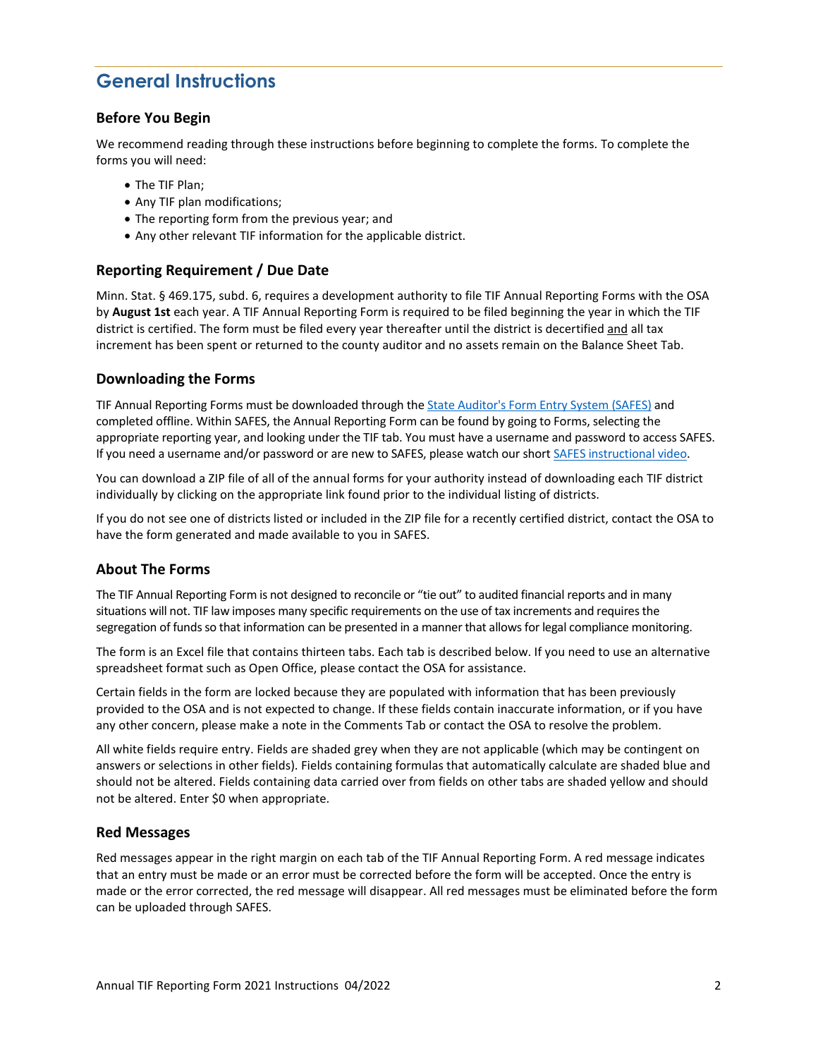# General Instructions

## Before You Begin

We recommend reading through these instructions before beginning to complete the forms. To complete the forms you will need:

- The TIF Plan;
- Any TIF plan modifications;
- The reporting form from the previous year; and
- Any other relevant TIF information for the applicable district.

## Reporting Requirement / Due Date

Minn. Stat. § 469.175, subd. 6, requires a development authority to file TIF Annual Reporting Forms with the OSA by **August 1st** each year. A TIF Annual Reporting Form is required to be filed beginning the year in which the TIF district is certified. The form must be filed every year thereafter until the district is decertified and all tax increment has been spent or returned to the county auditor and no assets remain on the Balance Sheet Tab.

## Downloading the Forms

TIF Annual Reporting Forms must be downloaded through the State Auditor's Form Entry System (SAFES) and completed offline. Within SAFES, the Annual Reporting Form can be found by going to Forms, selecting the appropriate reporting year, and looking under the TIF tab. You must have a username and password to access SAFES. If you need a username and/or password or are new to SAFES, please watch our short SAFES instructional video.

You can download a ZIP file of all of the annual forms for your authority instead of downloading each TIF district individually by clicking on the appropriate link found prior to the individual listing of districts.

If you do not see one of districts listed or included in the ZIP file for a recently certified district, contact the OSA to have the form generated and made available to you in SAFES.

## About The Forms

The TIF Annual Reporting Form is not designed to reconcile or "tie out" to audited financial reports and in many situations will not. TIF law imposes many specific requirements on the use of tax increments and requires the segregation of funds so that information can be presented in a manner that allows for legal compliance monitoring.

The form is an Excel file that contains thirteen tabs. Each tab is described below. If you need to use an alternative spreadsheet format such as Open Office, please contact the OSA for assistance.

Certain fields in the form are locked because they are populated with information that has been previously provided to the OSA and is not expected to change. If these fields contain inaccurate information, or if you have any other concern, please make a note in the Comments Tab or contact the OSA to resolve the problem.

All white fields require entry. Fields are shaded grey when they are not applicable (which may be contingent on answers or selections in other fields). Fields containing formulas that automatically calculate are shaded blue and should not be altered. Fields containing data carried over from fields on other tabs are shaded yellow and should not be altered. Enter $0 when appropriate.

## Red Messages

Red messages appear in the right margin on each tab of the TIF Annual Reporting Form. A red message indicates that an entry must be made or an error must be corrected before the form will be accepted. Once the entry is made or the error corrected, the red message will disappear. All red messages must be eliminated before the form can be uploaded through SAFES.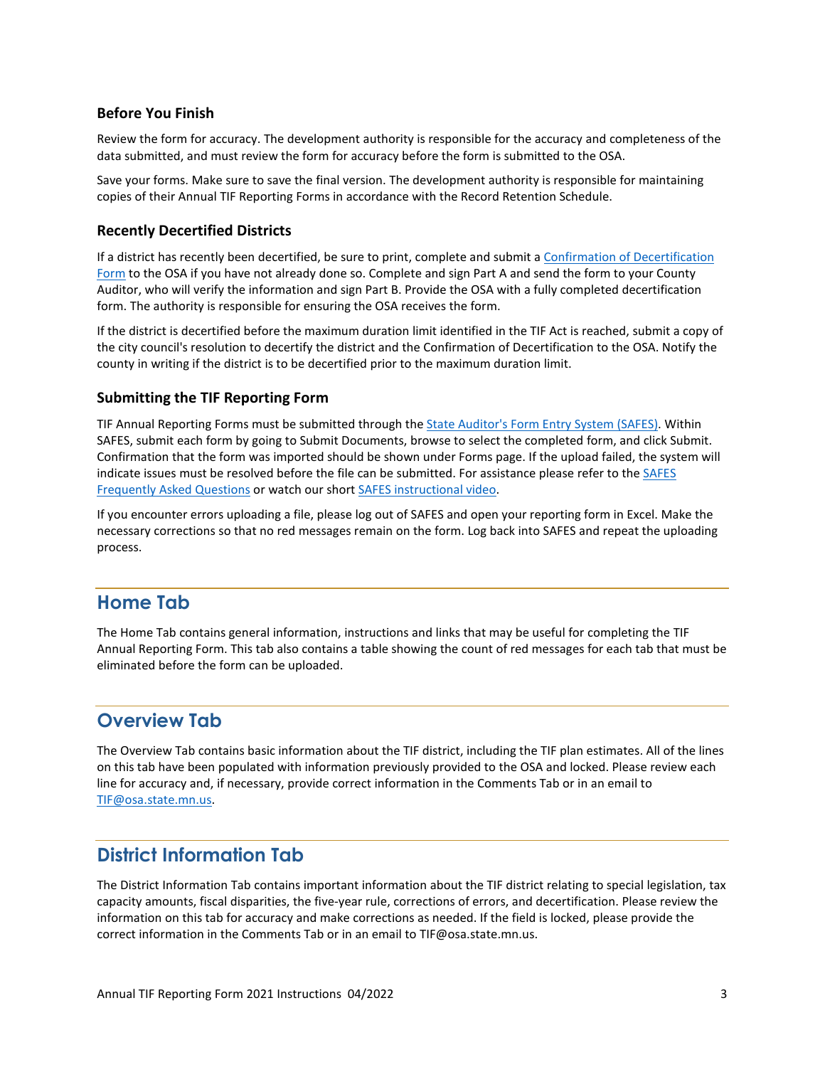### Before You Finish

Review the form for accuracy. The development authority is responsible for the accuracy and completeness of the data submitted, and must review the form for accuracy before the form is submitted to the OSA.

Save your forms. Make sure to save the final version. The development authority is responsible for maintaining copies of their Annual TIF Reporting Forms in accordance with the Record Retention Schedule.

### Recently Decertified Districts

If a district has recently been decertified, be sure to print, complete and submit a Confirmation of Decertification Form to the OSA if you have not already done so. Complete and sign Part A and send the form to your County Auditor, who will verify the information and sign Part B. Provide the OSA with a fully completed decertification form. The authority is responsible for ensuring the OSA receives the form.

If the district is decertified before the maximum duration limit identified in the TIF Act is reached, submit a copy of the city council's resolution to decertify the district and the Confirmation of Decertification to the OSA. Notify the county in writing if the district is to be decertified prior to the maximum duration limit.

### Submitting the TIF Reporting Form

TIF Annual Reporting Forms must be submitted through the State Auditor's Form Entry System (SAFES). Within SAFES, submit each form by going to Submit Documents, browse to select the completed form, and click Submit. Confirmation that the form was imported should be shown under Forms page. If the upload failed, the system will indicate issues must be resolved before the file can be submitted. For assistance please refer to the SAFES Frequently Asked Questions or watch our short SAFES instructional video.

If you encounter errors uploading a file, please log out of SAFES and open your reporting form in Excel. Make the necessary corrections so that no red messages remain on the form. Log back into SAFES and repeat the uploading process.

## Home Tab

The Home Tab contains general information, instructions and links that may be useful for completing the TIF Annual Reporting Form. This tab also contains a table showing the count of red messages for each tab that must be eliminated before the form can be uploaded.

## Overview Tab

The Overview Tab contains basic information about the TIF district, including the TIF plan estimates. All of the lines on this tab have been populated with information previously provided to the OSA and locked. Please review each line for accuracy and, if necessary, provide correct information in the Comments Tab or in an email to TIF@osa.state.mn.us.

## District Information Tab

The District Information Tab contains important information about the TIF district relating to special legislation, tax capacity amounts, fiscal disparities, the five-year rule, corrections of errors, and decertification. Please review the information on this tab for accuracy and make corrections as needed. If the field is locked, please provide the correct information in the Comments Tab or in an email to TIF@osa.state.mn.us.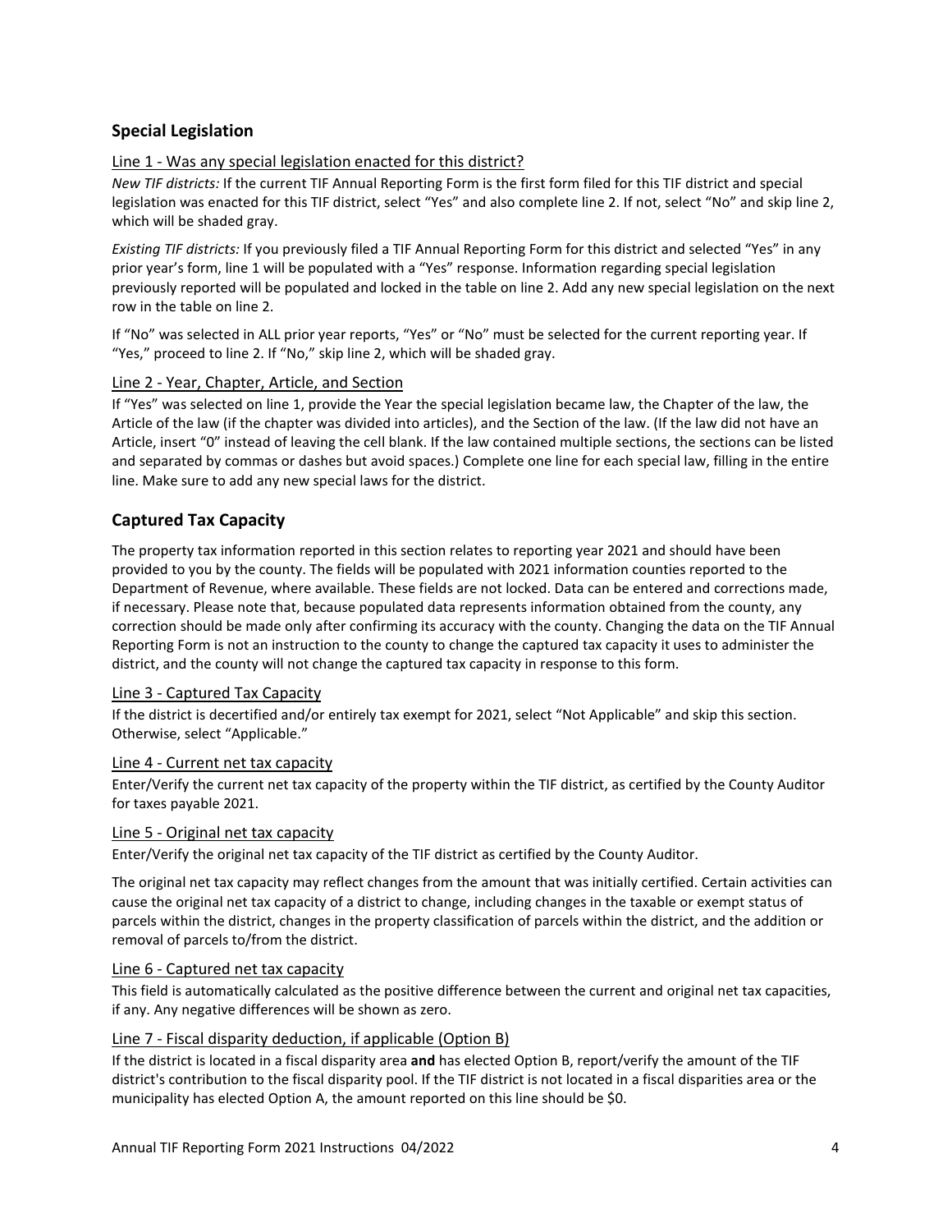## Special Legislation

### Line 1 - Was any special legislation enacted for this district?

*New TIF districts:* If the current TIF Annual Reporting Form is the first form filed for this TIF district and special legislation was enacted for this TIF district, select "Yes" and also complete line 2. If not, select "No" and skip line 2, which will be shaded gray.

*Existing TIF districts:* If you previously filed a TIF Annual Reporting Form for this district and selected "Yes" in any prior year's form, line 1 will be populated with a "Yes" response. Information regarding special legislation previously reported will be populated and locked in the table on line 2. Add any new special legislation on the next row in the table on line 2.

If "No" was selected in ALL prior year reports, "Yes" or "No" must be selected for the current reporting year. If "Yes," proceed to line 2. If "No," skip line 2, which will be shaded gray.

### Line 2 - Year, Chapter, Article, and Section

If "Yes" was selected on line 1, provide the Year the special legislation became law, the Chapter of the law, the Article of the law (if the chapter was divided into articles), and the Section of the law. (If the law did not have an Article, insert "0" instead of leaving the cell blank. If the law contained multiple sections, the sections can be listed and separated by commas or dashes but avoid spaces.) Complete one line for each special law, filling in the entire line. Make sure to add any new special laws for the district.

## Captured Tax Capacity

The property tax information reported in this section relates to reporting year 2021 and should have been provided to you by the county. The fields will be populated with 2021 information counties reported to the Department of Revenue, where available. These fields are not locked. Data can be entered and corrections made, if necessary. Please note that, because populated data represents information obtained from the county, any correction should be made only after confirming its accuracy with the county. Changing the data on the TIF Annual Reporting Form is not an instruction to the county to change the captured tax capacity it uses to administer the district, and the county will not change the captured tax capacity in response to this form.

### Line 3 - Captured Tax Capacity

If the district is decertified and/or entirely tax exempt for 2021, select "Not Applicable" and skip this section. Otherwise, select "Applicable."

### Line 4 - Current net tax capacity

Enter/Verify the current net tax capacity of the property within the TIF district, as certified by the County Auditor for taxes payable 2021.

### Line 5 - Original net tax capacity

Enter/Verify the original net tax capacity of the TIF district as certified by the County Auditor.

The original net tax capacity may reflect changes from the amount that was initially certified. Certain activities can cause the original net tax capacity of a district to change, including changes in the taxable or exempt status of parcels within the district, changes in the property classification of parcels within the district, and the addition or removal of parcels to/from the district.

### Line 6 - Captured net tax capacity

This field is automatically calculated as the positive difference between the current and original net tax capacities, if any. Any negative differences will be shown as zero.

### Line 7 - Fiscal disparity deduction, if applicable (Option B)

If the district is located in a fiscal disparity area **and** has elected Option B, report/verify the amount of the TIF district's contribution to the fiscal disparity pool. If the TIF district is not located in a fiscal disparities area or the municipality has elected Option A, the amount reported on this line should be $0.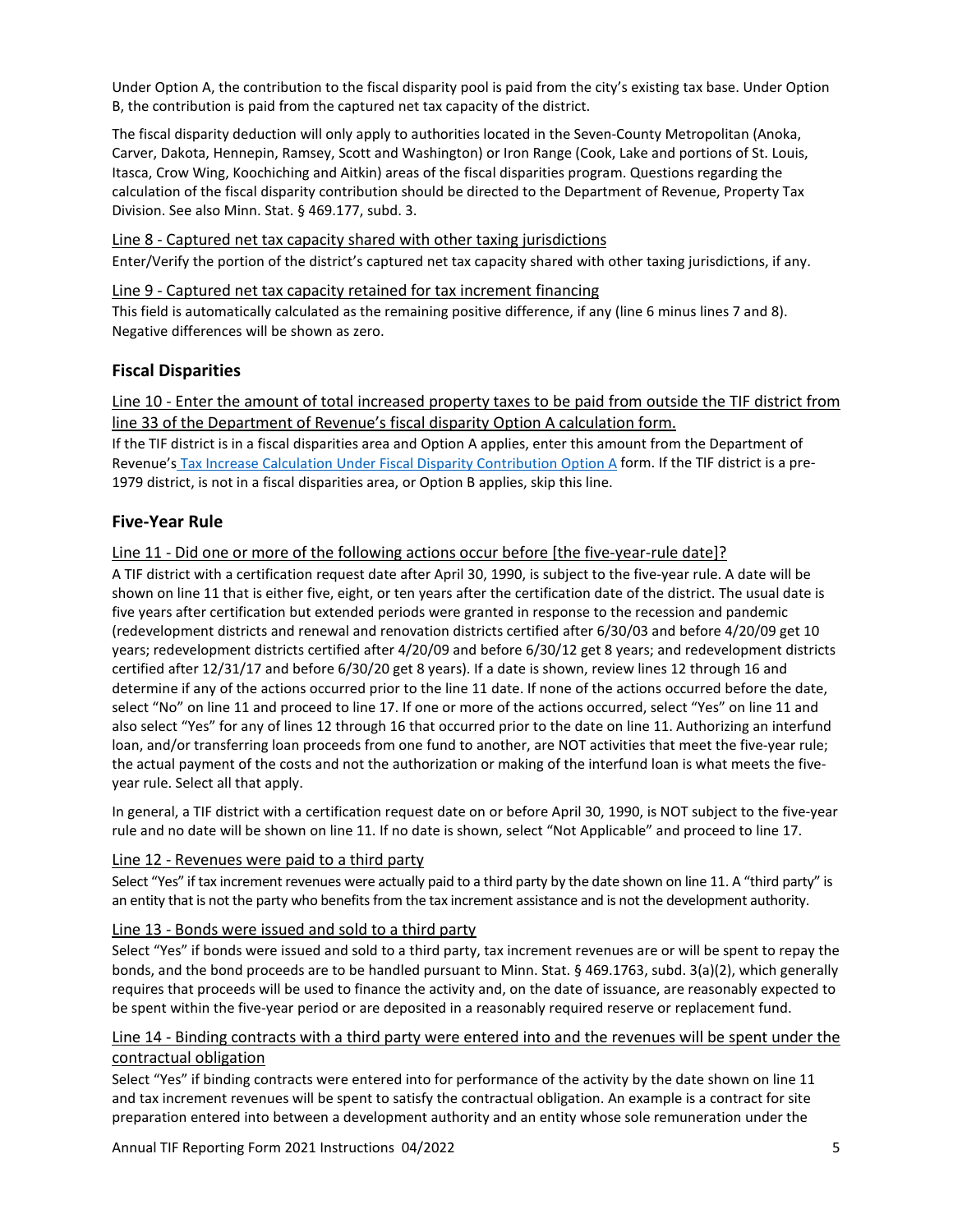Under Option A, the contribution to the fiscal disparity pool is paid from the city's existing tax base. Under Option B, the contribution is paid from the captured net tax capacity of the district.

The fiscal disparity deduction will only apply to authorities located in the Seven-County Metropolitan (Anoka, Carver, Dakota, Hennepin, Ramsey, Scott and Washington) or Iron Range (Cook, Lake and portions of St. Louis, Itasca, Crow Wing, Koochiching and Aitkin) areas of the fiscal disparities program. Questions regarding the calculation of the fiscal disparity contribution should be directed to the Department of Revenue, Property Tax Division. See also Minn. Stat. § 469.177, subd. 3.

#### Line 8 - Captured net tax capacity shared with other taxing jurisdictions

Enter/Verify the portion of the district's captured net tax capacity shared with other taxing jurisdictions, if any.

#### Line 9 - Captured net tax capacity retained for tax increment financing

This field is automatically calculated as the remaining positive difference, if any (line 6 minus lines 7 and 8). Negative differences will be shown as zero.

## Fiscal Disparities

#### Line 10 - Enter the amount of total increased property taxes to be paid from outside the TIF district from line 33 of the Department of Revenue's fiscal disparity Option A calculation form.

If the TIF district is in a fiscal disparities area and Option A applies, enter this amount from the Department of Revenue's Tax Increase Calculation Under Fiscal Disparity Contribution Option A form. If the TIF district is a pre-1979 district, is not in a fiscal disparities area, or Option B applies, skip this line.

## Five-Year Rule

#### Line 11 - Did one or more of the following actions occur before [the five-year-rule date]?

A TIF district with a certification request date after April 30, 1990, is subject to the five-year rule. A date will be shown on line 11 that is either five, eight, or ten years after the certification date of the district. The usual date is five years after certification but extended periods were granted in response to the recession and pandemic (redevelopment districts and renewal and renovation districts certified after 6/30/03 and before 4/20/09 get 10 years; redevelopment districts certified after 4/20/09 and before 6/30/12 get 8 years; and redevelopment districts certified after 12/31/17 and before 6/30/20 get 8 years). If a date is shown, review lines 12 through 16 and determine if any of the actions occurred prior to the line 11 date. If none of the actions occurred before the date, select "No" on line 11 and proceed to line 17. If one or more of the actions occurred, select "Yes" on line 11 and also select "Yes" for any of lines 12 through 16 that occurred prior to the date on line 11. Authorizing an interfund loan, and/or transferring loan proceeds from one fund to another, are NOT activities that meet the five-year rule; the actual payment of the costs and not the authorization or making of the interfund loan is what meets the five-year rule. Select all that apply.

In general, a TIF district with a certification request date on or before April 30, 1990, is NOT subject to the five-year rule and no date will be shown on line 11. If no date is shown, select "Not Applicable" and proceed to line 17.

#### Line 12 - Revenues were paid to a third party

Select "Yes" if tax increment revenues were actually paid to a third party by the date shown on line 11. A "third party" is an entity that is not the party who benefits from the tax increment assistance and is not the development authority.

#### Line 13 - Bonds were issued and sold to a third party

Select "Yes" if bonds were issued and sold to a third party, tax increment revenues are or will be spent to repay the bonds, and the bond proceeds are to be handled pursuant to Minn. Stat. § 469.1763, subd. 3(a)(2), which generally requires that proceeds will be used to finance the activity and, on the date of issuance, are reasonably expected to be spent within the five-year period or are deposited in a reasonably required reserve or replacement fund.

#### Line 14 - Binding contracts with a third party were entered into and the revenues will be spent under the contractual obligation

Select "Yes" if binding contracts were entered into for performance of the activity by the date shown on line 11 and tax increment revenues will be spent to satisfy the contractual obligation. An example is a contract for site preparation entered into between a development authority and an entity whose sole remuneration under the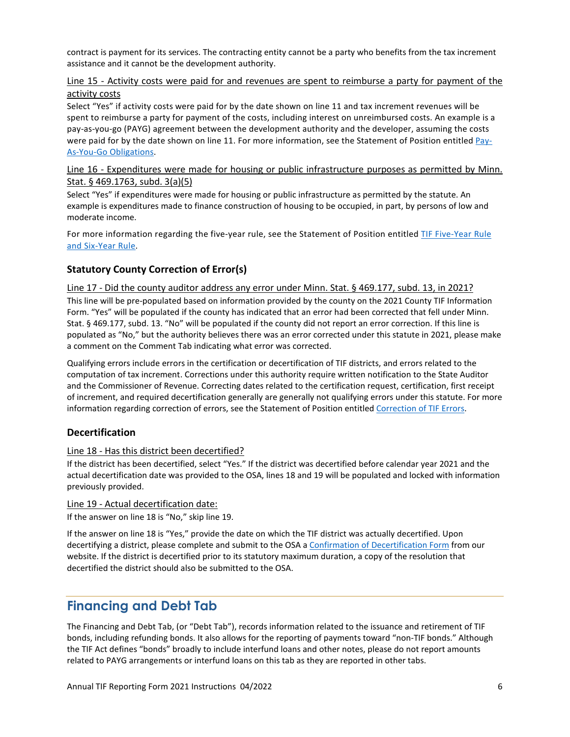contract is payment for its services. The contracting entity cannot be a party who benefits from the tax increment assistance and it cannot be the development authority.

#### Line 15 - Activity costs were paid for and revenues are spent to reimburse a party for payment of the activity costs

Select "Yes" if activity costs were paid for by the date shown on line 11 and tax increment revenues will be spent to reimburse a party for payment of the costs, including interest on unreimbursed costs. An example is a pay-as-you-go (PAYG) agreement between the development authority and the developer, assuming the costs were paid for by the date shown on line 11. For more information, see the Statement of Position entitled [Pay-As-You-Go Obligations](#).

#### Line 16 - Expenditures were made for housing or public infrastructure purposes as permitted by Minn. Stat. § 469.1763, subd. 3(a)(5)

Select "Yes" if expenditures were made for housing or public infrastructure as permitted by the statute. An example is expenditures made to finance construction of housing to be occupied, in part, by persons of low and moderate income.

For more information regarding the five-year rule, see the Statement of Position entitled [TIF Five-Year Rule and Six-Year Rule](#).

### Statutory County Correction of Error(s)

#### Line 17 - Did the county auditor address any error under Minn. Stat. § 469.177, subd. 13, in 2021?

This line will be pre-populated based on information provided by the county on the 2021 County TIF Information Form. "Yes" will be populated if the county has indicated that an error had been corrected that fell under Minn. Stat. § 469.177, subd. 13. "No" will be populated if the county did not report an error correction. If this line is populated as "No," but the authority believes there was an error corrected under this statute in 2021, please make a comment on the Comment Tab indicating what error was corrected.

Qualifying errors include errors in the certification or decertification of TIF districts, and errors related to the computation of tax increment. Corrections under this authority require written notification to the State Auditor and the Commissioner of Revenue. Correcting dates related to the certification request, certification, first receipt of increment, and required decertification generally are generally not qualifying errors under this statute. For more information regarding correction of errors, see the Statement of Position entitled [Correction of TIF Errors](#).

### Decertification

#### Line 18 - Has this district been decertified?

If the district has been decertified, select "Yes." If the district was decertified before calendar year 2021 and the actual decertification date was provided to the OSA, lines 18 and 19 will be populated and locked with information previously provided.

#### Line 19 - Actual decertification date:

If the answer on line 18 is "No," skip line 19.

If the answer on line 18 is "Yes," provide the date on which the TIF district was actually decertified. Upon decertifying a district, please complete and submit to the OSA a [Confirmation of Decertification Form](#) from our website. If the district is decertified prior to its statutory maximum duration, a copy of the resolution that decertified the district should also be submitted to the OSA.

## Financing and Debt Tab

The Financing and Debt Tab, (or "Debt Tab"), records information related to the issuance and retirement of TIF bonds, including refunding bonds. It also allows for the reporting of payments toward "non-TIF bonds." Although the TIF Act defines "bonds" broadly to include interfund loans and other notes, please do not report amounts related to PAYG arrangements or interfund loans on this tab as they are reported in other tabs.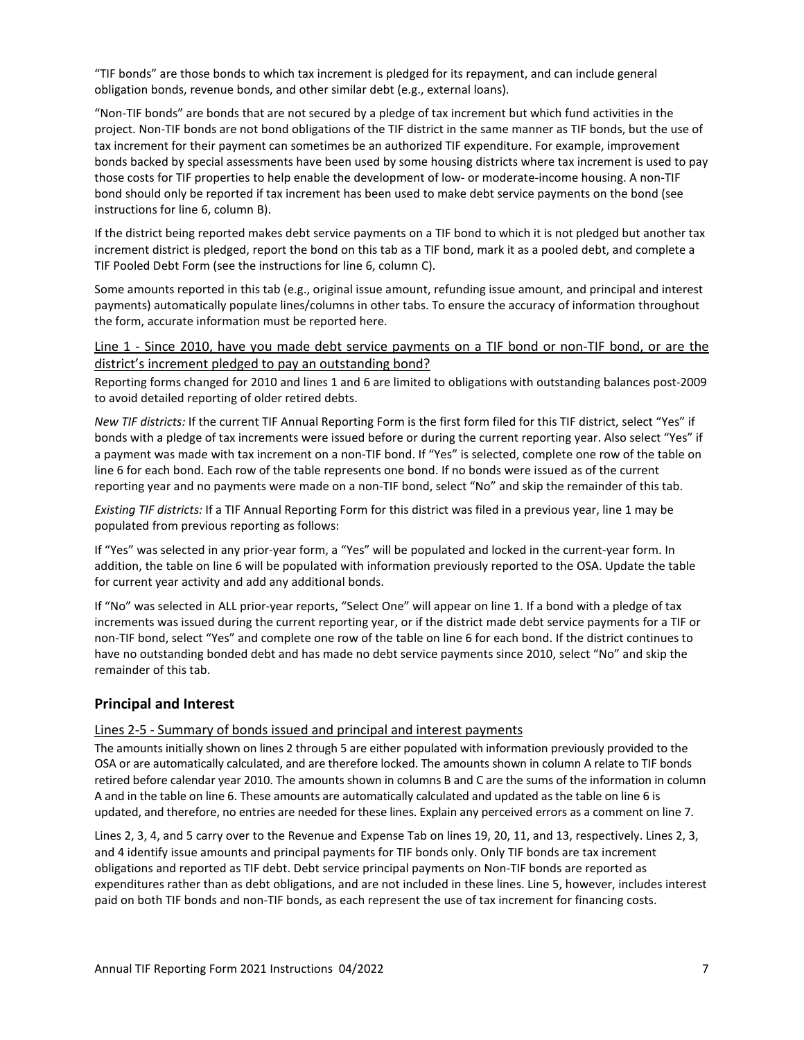"TIF bonds" are those bonds to which tax increment is pledged for its repayment, and can include general obligation bonds, revenue bonds, and other similar debt (e.g., external loans).

"Non-TIF bonds" are bonds that are not secured by a pledge of tax increment but which fund activities in the project. Non-TIF bonds are not bond obligations of the TIF district in the same manner as TIF bonds, but the use of tax increment for their payment can sometimes be an authorized TIF expenditure. For example, improvement bonds backed by special assessments have been used by some housing districts where tax increment is used to pay those costs for TIF properties to help enable the development of low- or moderate-income housing. A non-TIF bond should only be reported if tax increment has been used to make debt service payments on the bond (see instructions for line 6, column B).

If the district being reported makes debt service payments on a TIF bond to which it is not pledged but another tax increment district is pledged, report the bond on this tab as a TIF bond, mark it as a pooled debt, and complete a TIF Pooled Debt Form (see the instructions for line 6, column C).

Some amounts reported in this tab (e.g., original issue amount, refunding issue amount, and principal and interest payments) automatically populate lines/columns in other tabs. To ensure the accuracy of information throughout the form, accurate information must be reported here.

#### Line 1 - Since 2010, have you made debt service payments on a TIF bond or non-TIF bond, or are the district's increment pledged to pay an outstanding bond?

Reporting forms changed for 2010 and lines 1 and 6 are limited to obligations with outstanding balances post-2009 to avoid detailed reporting of older retired debts.

*New TIF districts:* If the current TIF Annual Reporting Form is the first form filed for this TIF district, select "Yes" if bonds with a pledge of tax increments were issued before or during the current reporting year. Also select "Yes" if a payment was made with tax increment on a non-TIF bond. If "Yes" is selected, complete one row of the table on line 6 for each bond. Each row of the table represents one bond. If no bonds were issued as of the current reporting year and no payments were made on a non-TIF bond, select "No" and skip the remainder of this tab.

*Existing TIF districts:* If a TIF Annual Reporting Form for this district was filed in a previous year, line 1 may be populated from previous reporting as follows:

If "Yes" was selected in any prior-year form, a "Yes" will be populated and locked in the current-year form. In addition, the table on line 6 will be populated with information previously reported to the OSA. Update the table for current year activity and add any additional bonds.

If "No" was selected in ALL prior-year reports, "Select One" will appear on line 1. If a bond with a pledge of tax increments was issued during the current reporting year, or if the district made debt service payments for a TIF or non-TIF bond, select "Yes" and complete one row of the table on line 6 for each bond. If the district continues to have no outstanding bonded debt and has made no debt service payments since 2010, select "No" and skip the remainder of this tab.

### Principal and Interest

#### Lines 2-5 - Summary of bonds issued and principal and interest payments

The amounts initially shown on lines 2 through 5 are either populated with information previously provided to the OSA or are automatically calculated, and are therefore locked. The amounts shown in column A relate to TIF bonds retired before calendar year 2010. The amounts shown in columns B and C are the sums of the information in column A and in the table on line 6. These amounts are automatically calculated and updated as the table on line 6 is updated, and therefore, no entries are needed for these lines. Explain any perceived errors as a comment on line 7.

Lines 2, 3, 4, and 5 carry over to the Revenue and Expense Tab on lines 19, 20, 11, and 13, respectively. Lines 2, 3, and 4 identify issue amounts and principal payments for TIF bonds only. Only TIF bonds are tax increment obligations and reported as TIF debt. Debt service principal payments on Non-TIF bonds are reported as expenditures rather than as debt obligations, and are not included in these lines. Line 5, however, includes interest paid on both TIF bonds and non-TIF bonds, as each represent the use of tax increment for financing costs.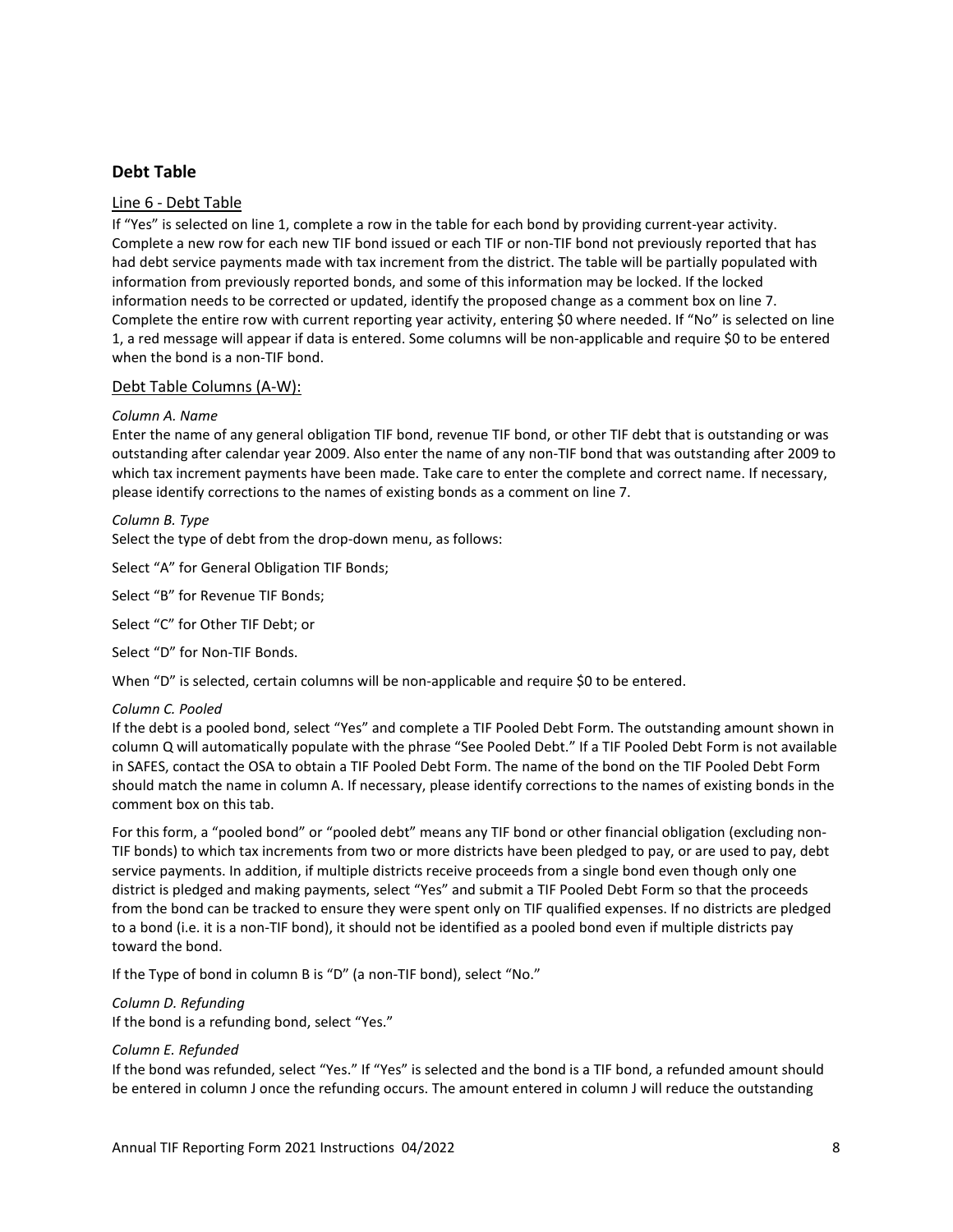## Debt Table

### Line 6 - Debt Table

If "Yes" is selected on line 1, complete a row in the table for each bond by providing current-year activity. Complete a new row for each new TIF bond issued or each TIF or non-TIF bond not previously reported that has had debt service payments made with tax increment from the district. The table will be partially populated with information from previously reported bonds, and some of this information may be locked. If the locked information needs to be corrected or updated, identify the proposed change as a comment box on line 7. Complete the entire row with current reporting year activity, entering $0 where needed. If "No" is selected on line 1, a red message will appear if data is entered. Some columns will be non-applicable and require $0 to be entered when the bond is a non-TIF bond.

### Debt Table Columns (A-W):

*Column A. Name*

Enter the name of any general obligation TIF bond, revenue TIF bond, or other TIF debt that is outstanding or was outstanding after calendar year 2009. Also enter the name of any non-TIF bond that was outstanding after 2009 to which tax increment payments have been made. Take care to enter the complete and correct name. If necessary, please identify corrections to the names of existing bonds as a comment on line 7.

*Column B. Type*

Select the type of debt from the drop-down menu, as follows:

Select "A" for General Obligation TIF Bonds;

Select "B" for Revenue TIF Bonds;

Select "C" for Other TIF Debt; or

Select "D" for Non-TIF Bonds.

When "D" is selected, certain columns will be non-applicable and require $0 to be entered.

*Column C. Pooled*

If the debt is a pooled bond, select "Yes" and complete a TIF Pooled Debt Form. The outstanding amount shown in column Q will automatically populate with the phrase "See Pooled Debt." If a TIF Pooled Debt Form is not available in SAFES, contact the OSA to obtain a TIF Pooled Debt Form. The name of the bond on the TIF Pooled Debt Form should match the name in column A. If necessary, please identify corrections to the names of existing bonds in the comment box on this tab.

For this form, a "pooled bond" or "pooled debt" means any TIF bond or other financial obligation (excluding non-TIF bonds) to which tax increments from two or more districts have been pledged to pay, or are used to pay, debt service payments. In addition, if multiple districts receive proceeds from a single bond even though only one district is pledged and making payments, select "Yes" and submit a TIF Pooled Debt Form so that the proceeds from the bond can be tracked to ensure they were spent only on TIF qualified expenses. If no districts are pledged to a bond (i.e. it is a non-TIF bond), it should not be identified as a pooled bond even if multiple districts pay toward the bond.

If the Type of bond in column B is "D" (a non-TIF bond), select "No."

*Column D. Refunding*

If the bond is a refunding bond, select "Yes."

*Column E. Refunded*

If the bond was refunded, select "Yes." If "Yes" is selected and the bond is a TIF bond, a refunded amount should be entered in column J once the refunding occurs. The amount entered in column J will reduce the outstanding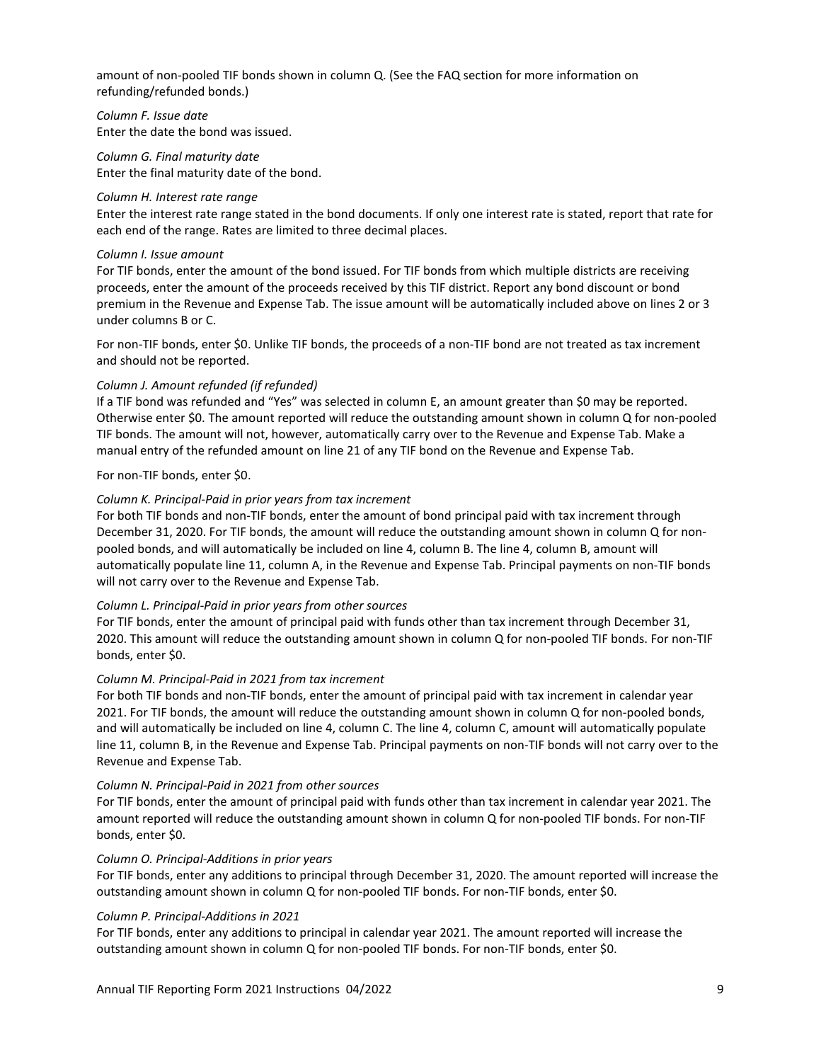amount of non-pooled TIF bonds shown in column Q. (See the FAQ section for more information on refunding/refunded bonds.)

*Column F. Issue date*
Enter the date the bond was issued.

*Column G. Final maturity date*
Enter the final maturity date of the bond.

*Column H. Interest rate range*
Enter the interest rate range stated in the bond documents. If only one interest rate is stated, report that rate for each end of the range. Rates are limited to three decimal places.

*Column I. Issue amount*
For TIF bonds, enter the amount of the bond issued. For TIF bonds from which multiple districts are receiving proceeds, enter the amount of the proceeds received by this TIF district. Report any bond discount or bond premium in the Revenue and Expense Tab. The issue amount will be automatically included above on lines 2 or 3 under columns B or C.

For non-TIF bonds, enter $0. Unlike TIF bonds, the proceeds of a non-TIF bond are not treated as tax increment and should not be reported.

*Column J. Amount refunded (if refunded)*
If a TIF bond was refunded and "Yes" was selected in column E, an amount greater than $0 may be reported. Otherwise enter $0. The amount reported will reduce the outstanding amount shown in column Q for non-pooled TIF bonds. The amount will not, however, automatically carry over to the Revenue and Expense Tab. Make a manual entry of the refunded amount on line 21 of any TIF bond on the Revenue and Expense Tab.

For non-TIF bonds, enter $0.

*Column K. Principal-Paid in prior years from tax increment*
For both TIF bonds and non-TIF bonds, enter the amount of bond principal paid with tax increment through December 31, 2020. For TIF bonds, the amount will reduce the outstanding amount shown in column Q for non-pooled bonds, and will automatically be included on line 4, column B. The line 4, column B, amount will automatically populate line 11, column A, in the Revenue and Expense Tab. Principal payments on non-TIF bonds will not carry over to the Revenue and Expense Tab.

*Column L. Principal-Paid in prior years from other sources*
For TIF bonds, enter the amount of principal paid with funds other than tax increment through December 31, 2020. This amount will reduce the outstanding amount shown in column Q for non-pooled TIF bonds. For non-TIF bonds, enter $0.

*Column M. Principal-Paid in 2021 from tax increment*
For both TIF bonds and non-TIF bonds, enter the amount of principal paid with tax increment in calendar year 2021. For TIF bonds, the amount will reduce the outstanding amount shown in column Q for non-pooled bonds, and will automatically be included on line 4, column C. The line 4, column C, amount will automatically populate line 11, column B, in the Revenue and Expense Tab. Principal payments on non-TIF bonds will not carry over to the Revenue and Expense Tab.

*Column N. Principal-Paid in 2021 from other sources*
For TIF bonds, enter the amount of principal paid with funds other than tax increment in calendar year 2021. The amount reported will reduce the outstanding amount shown in column Q for non-pooled TIF bonds. For non-TIF bonds, enter $0.

*Column O. Principal-Additions in prior years*
For TIF bonds, enter any additions to principal through December 31, 2020. The amount reported will increase the outstanding amount shown in column Q for non-pooled TIF bonds. For non-TIF bonds, enter $0.

*Column P. Principal-Additions in 2021*
For TIF bonds, enter any additions to principal in calendar year 2021. The amount reported will increase the outstanding amount shown in column Q for non-pooled TIF bonds. For non-TIF bonds, enter $0.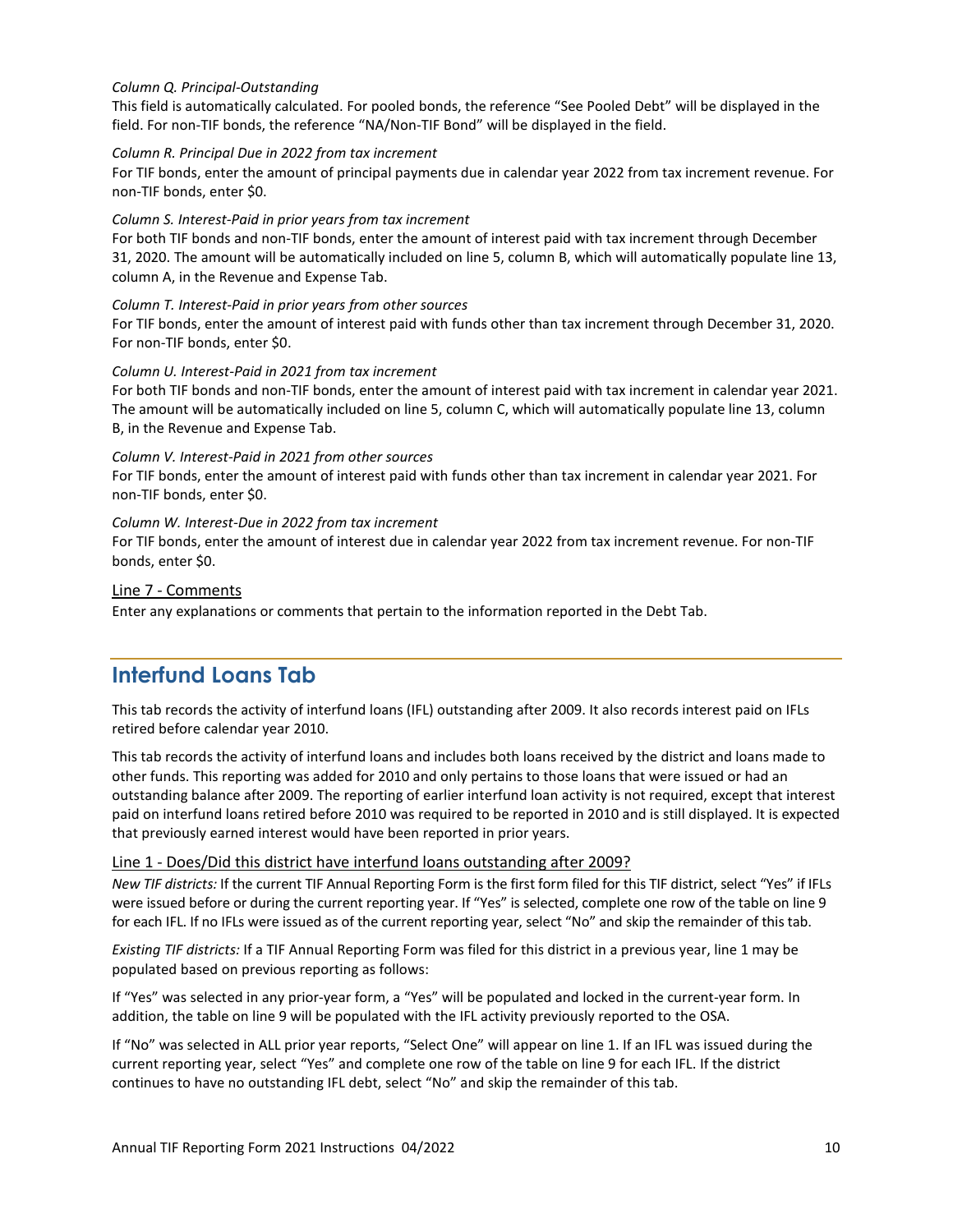*Column Q. Principal-Outstanding*

This field is automatically calculated. For pooled bonds, the reference "See Pooled Debt" will be displayed in the field. For non-TIF bonds, the reference "NA/Non-TIF Bond" will be displayed in the field.

*Column R. Principal Due in 2022 from tax increment*

For TIF bonds, enter the amount of principal payments due in calendar year 2022 from tax increment revenue. For non-TIF bonds, enter $0.

*Column S. Interest-Paid in prior years from tax increment*

For both TIF bonds and non-TIF bonds, enter the amount of interest paid with tax increment through December 31, 2020. The amount will be automatically included on line 5, column B, which will automatically populate line 13, column A, in the Revenue and Expense Tab.

*Column T. Interest-Paid in prior years from other sources*

For TIF bonds, enter the amount of interest paid with funds other than tax increment through December 31, 2020. For non-TIF bonds, enter $0.

*Column U. Interest-Paid in 2021 from tax increment*

For both TIF bonds and non-TIF bonds, enter the amount of interest paid with tax increment in calendar year 2021. The amount will be automatically included on line 5, column C, which will automatically populate line 13, column B, in the Revenue and Expense Tab.

*Column V. Interest-Paid in 2021 from other sources*

For TIF bonds, enter the amount of interest paid with funds other than tax increment in calendar year 2021. For non-TIF bonds, enter $0.

*Column W. Interest-Due in 2022 from tax increment*

For TIF bonds, enter the amount of interest due in calendar year 2022 from tax increment revenue. For non-TIF bonds, enter $0.

### Line 7 - Comments

Enter any explanations or comments that pertain to the information reported in the Debt Tab.

## Interfund Loans Tab

This tab records the activity of interfund loans (IFL) outstanding after 2009. It also records interest paid on IFLs retired before calendar year 2010.

This tab records the activity of interfund loans and includes both loans received by the district and loans made to other funds. This reporting was added for 2010 and only pertains to those loans that were issued or had an outstanding balance after 2009. The reporting of earlier interfund loan activity is not required, except that interest paid on interfund loans retired before 2010 was required to be reported in 2010 and is still displayed. It is expected that previously earned interest would have been reported in prior years.

### Line 1 - Does/Did this district have interfund loans outstanding after 2009?

*New TIF districts:* If the current TIF Annual Reporting Form is the first form filed for this TIF district, select "Yes" if IFLs were issued before or during the current reporting year. If "Yes" is selected, complete one row of the table on line 9 for each IFL. If no IFLs were issued as of the current reporting year, select "No" and skip the remainder of this tab.

*Existing TIF districts:* If a TIF Annual Reporting Form was filed for this district in a previous year, line 1 may be populated based on previous reporting as follows:

If "Yes" was selected in any prior-year form, a "Yes" will be populated and locked in the current-year form. In addition, the table on line 9 will be populated with the IFL activity previously reported to the OSA.

If "No" was selected in ALL prior year reports, "Select One" will appear on line 1. If an IFL was issued during the current reporting year, select "Yes" and complete one row of the table on line 9 for each IFL. If the district continues to have no outstanding IFL debt, select "No" and skip the remainder of this tab.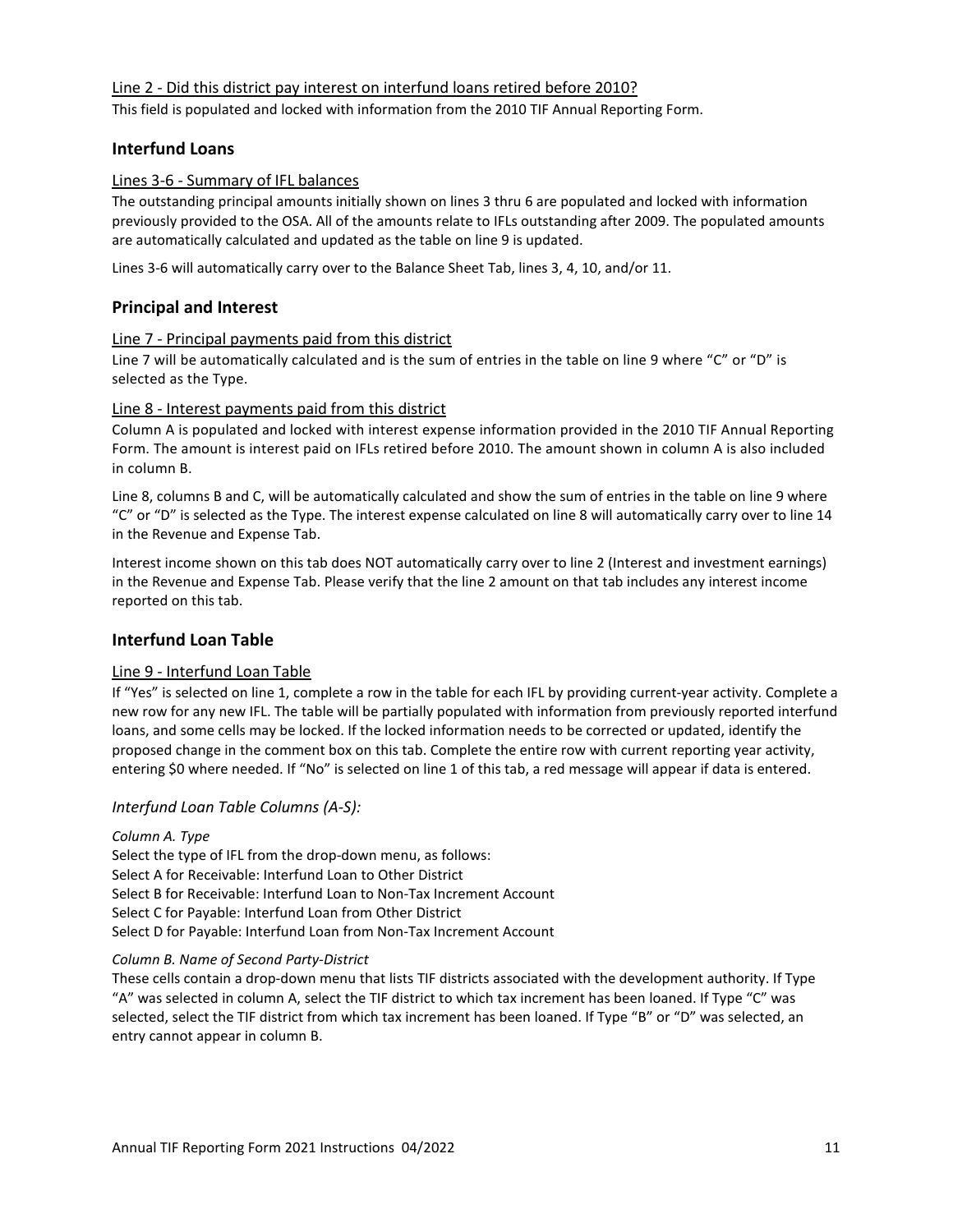Line 2 - Did this district pay interest on interfund loans retired before 2010?

This field is populated and locked with information from the 2010 TIF Annual Reporting Form.

## Interfund Loans

Lines 3-6 - Summary of IFL balances

The outstanding principal amounts initially shown on lines 3 thru 6 are populated and locked with information previously provided to the OSA. All of the amounts relate to IFLs outstanding after 2009. The populated amounts are automatically calculated and updated as the table on line 9 is updated.

Lines 3-6 will automatically carry over to the Balance Sheet Tab, lines 3, 4, 10, and/or 11.

## Principal and Interest

Line 7 - Principal payments paid from this district

Line 7 will be automatically calculated and is the sum of entries in the table on line 9 where "C" or "D" is selected as the Type.

Line 8 - Interest payments paid from this district

Column A is populated and locked with interest expense information provided in the 2010 TIF Annual Reporting Form. The amount is interest paid on IFLs retired before 2010. The amount shown in column A is also included in column B.

Line 8, columns B and C, will be automatically calculated and show the sum of entries in the table on line 9 where "C" or "D" is selected as the Type. The interest expense calculated on line 8 will automatically carry over to line 14 in the Revenue and Expense Tab.

Interest income shown on this tab does NOT automatically carry over to line 2 (Interest and investment earnings) in the Revenue and Expense Tab. Please verify that the line 2 amount on that tab includes any interest income reported on this tab.

## Interfund Loan Table

Line 9 - Interfund Loan Table

If "Yes" is selected on line 1, complete a row in the table for each IFL by providing current-year activity. Complete a new row for any new IFL. The table will be partially populated with information from previously reported interfund loans, and some cells may be locked. If the locked information needs to be corrected or updated, identify the proposed change in the comment box on this tab. Complete the entire row with current reporting year activity, entering $0 where needed. If "No" is selected on line 1 of this tab, a red message will appear if data is entered.

### *Interfund Loan Table Columns (A-S):*

*Column A. Type*

Select the type of IFL from the drop-down menu, as follows:
Select A for Receivable: Interfund Loan to Other District
Select B for Receivable: Interfund Loan to Non-Tax Increment Account
Select C for Payable: Interfund Loan from Other District
Select D for Payable: Interfund Loan from Non-Tax Increment Account

*Column B. Name of Second Party-District*

These cells contain a drop-down menu that lists TIF districts associated with the development authority. If Type "A" was selected in column A, select the TIF district to which tax increment has been loaned. If Type "C" was selected, select the TIF district from which tax increment has been loaned. If Type "B" or "D" was selected, an entry cannot appear in column B.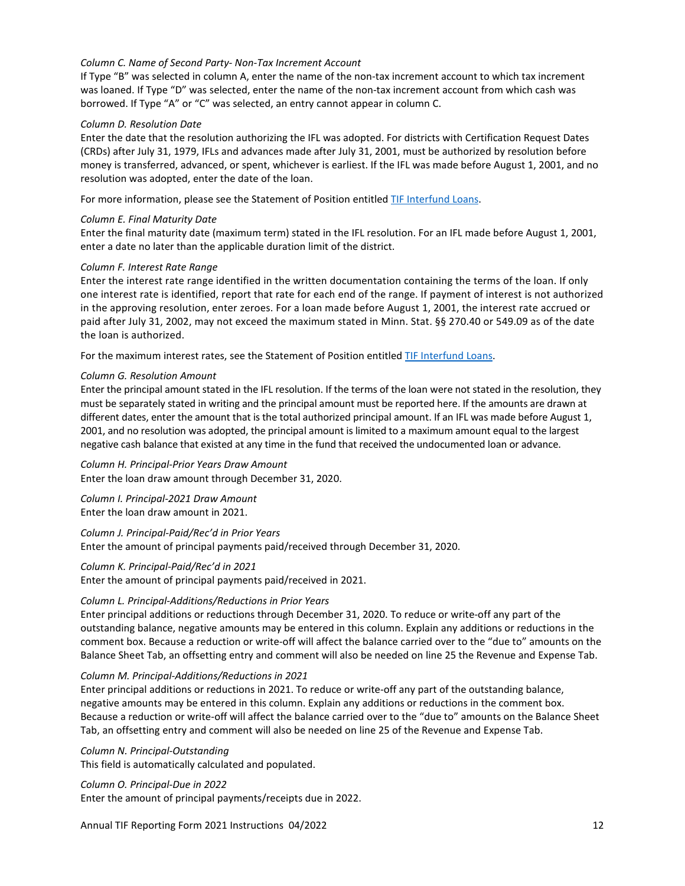*Column C. Name of Second Party- Non-Tax Increment Account*

If Type "B" was selected in column A, enter the name of the non-tax increment account to which tax increment was loaned. If Type "D" was selected, enter the name of the non-tax increment account from which cash was borrowed. If Type "A" or "C" was selected, an entry cannot appear in column C.

*Column D. Resolution Date*

Enter the date that the resolution authorizing the IFL was adopted. For districts with Certification Request Dates (CRDs) after July 31, 1979, IFLs and advances made after July 31, 2001, must be authorized by resolution before money is transferred, advanced, or spent, whichever is earliest. If the IFL was made before August 1, 2001, and no resolution was adopted, enter the date of the loan.

For more information, please see the Statement of Position entitled [TIF Interfund Loans](TIF Interfund Loans).

*Column E. Final Maturity Date*

Enter the final maturity date (maximum term) stated in the IFL resolution. For an IFL made before August 1, 2001, enter a date no later than the applicable duration limit of the district.

*Column F. Interest Rate Range*

Enter the interest rate range identified in the written documentation containing the terms of the loan. If only one interest rate is identified, report that rate for each end of the range. If payment of interest is not authorized in the approving resolution, enter zeroes. For a loan made before August 1, 2001, the interest rate accrued or paid after July 31, 2002, may not exceed the maximum stated in Minn. Stat. §§ 270.40 or 549.09 as of the date the loan is authorized.

For the maximum interest rates, see the Statement of Position entitled [TIF Interfund Loans](TIF Interfund Loans).

*Column G. Resolution Amount*

Enter the principal amount stated in the IFL resolution. If the terms of the loan were not stated in the resolution, they must be separately stated in writing and the principal amount must be reported here. If the amounts are drawn at different dates, enter the amount that is the total authorized principal amount. If an IFL was made before August 1, 2001, and no resolution was adopted, the principal amount is limited to a maximum amount equal to the largest negative cash balance that existed at any time in the fund that received the undocumented loan or advance.

*Column H. Principal-Prior Years Draw Amount*

Enter the loan draw amount through December 31, 2020.

*Column I. Principal-2021 Draw Amount*

Enter the loan draw amount in 2021.

*Column J. Principal-Paid/Rec'd in Prior Years*

Enter the amount of principal payments paid/received through December 31, 2020.

*Column K. Principal-Paid/Rec'd in 2021*

Enter the amount of principal payments paid/received in 2021.

*Column L. Principal-Additions/Reductions in Prior Years*

Enter principal additions or reductions through December 31, 2020. To reduce or write-off any part of the outstanding balance, negative amounts may be entered in this column. Explain any additions or reductions in the comment box. Because a reduction or write-off will affect the balance carried over to the "due to" amounts on the Balance Sheet Tab, an offsetting entry and comment will also be needed on line 25 the Revenue and Expense Tab.

*Column M. Principal-Additions/Reductions in 2021*

Enter principal additions or reductions in 2021. To reduce or write-off any part of the outstanding balance, negative amounts may be entered in this column. Explain any additions or reductions in the comment box. Because a reduction or write-off will affect the balance carried over to the "due to" amounts on the Balance Sheet Tab, an offsetting entry and comment will also be needed on line 25 of the Revenue and Expense Tab.

*Column N. Principal-Outstanding*

This field is automatically calculated and populated.

*Column O. Principal-Due in 2022*

Enter the amount of principal payments/receipts due in 2022.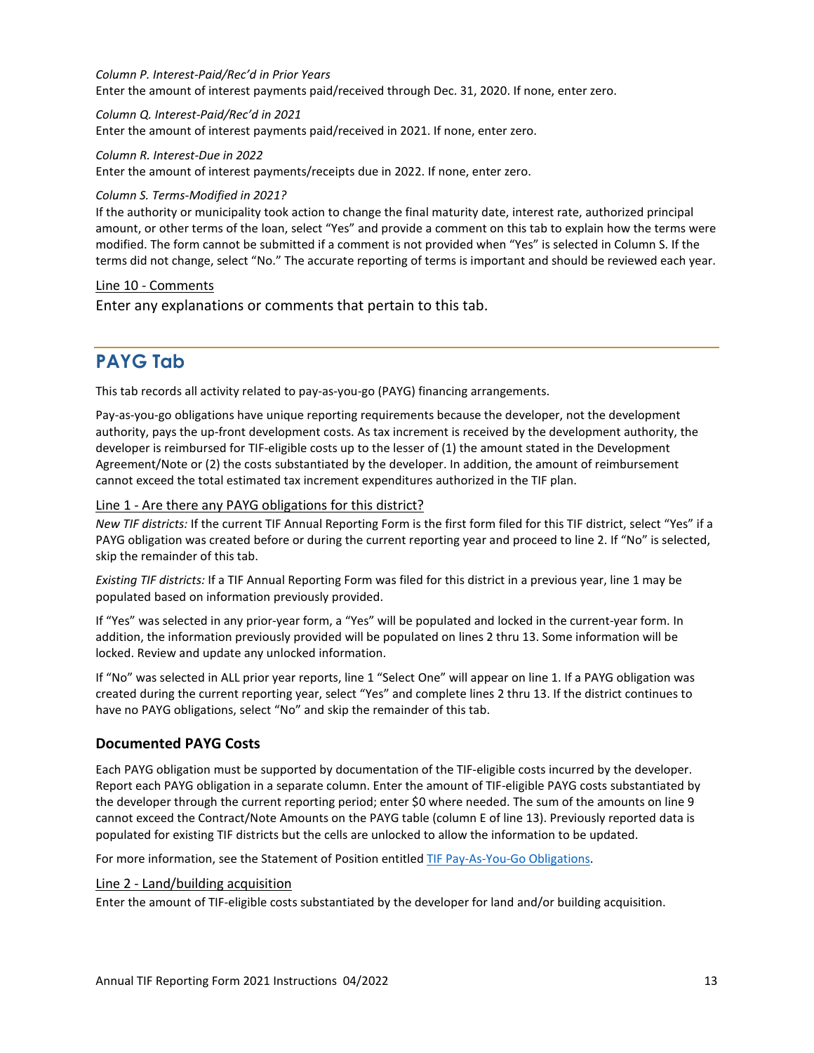*Column P. Interest-Paid/Rec'd in Prior Years*

Enter the amount of interest payments paid/received through Dec. 31, 2020. If none, enter zero.

*Column Q. Interest-Paid/Rec'd in 2021*

Enter the amount of interest payments paid/received in 2021. If none, enter zero.

*Column R. Interest-Due in 2022*

Enter the amount of interest payments/receipts due in 2022. If none, enter zero.

*Column S. Terms-Modified in 2021?*

If the authority or municipality took action to change the final maturity date, interest rate, authorized principal amount, or other terms of the loan, select "Yes" and provide a comment on this tab to explain how the terms were modified. The form cannot be submitted if a comment is not provided when "Yes" is selected in Column S. If the terms did not change, select "No." The accurate reporting of terms is important and should be reviewed each year.

Line 10 - Comments

Enter any explanations or comments that pertain to this tab.

## PAYG Tab

This tab records all activity related to pay-as-you-go (PAYG) financing arrangements.

Pay-as-you-go obligations have unique reporting requirements because the developer, not the development authority, pays the up-front development costs. As tax increment is received by the development authority, the developer is reimbursed for TIF-eligible costs up to the lesser of (1) the amount stated in the Development Agreement/Note or (2) the costs substantiated by the developer. In addition, the amount of reimbursement cannot exceed the total estimated tax increment expenditures authorized in the TIF plan.

Line 1 - Are there any PAYG obligations for this district?

*New TIF districts:* If the current TIF Annual Reporting Form is the first form filed for this TIF district, select "Yes" if a PAYG obligation was created before or during the current reporting year and proceed to line 2. If "No" is selected, skip the remainder of this tab.

*Existing TIF districts:* If a TIF Annual Reporting Form was filed for this district in a previous year, line 1 may be populated based on information previously provided.

If "Yes" was selected in any prior-year form, a "Yes" will be populated and locked in the current-year form. In addition, the information previously provided will be populated on lines 2 thru 13. Some information will be locked. Review and update any unlocked information.

If "No" was selected in ALL prior year reports, line 1 "Select One" will appear on line 1. If a PAYG obligation was created during the current reporting year, select "Yes" and complete lines 2 thru 13. If the district continues to have no PAYG obligations, select "No" and skip the remainder of this tab.

### Documented PAYG Costs

Each PAYG obligation must be supported by documentation of the TIF-eligible costs incurred by the developer. Report each PAYG obligation in a separate column. Enter the amount of TIF-eligible PAYG costs substantiated by the developer through the current reporting period; enter $0 where needed. The sum of the amounts on line 9 cannot exceed the Contract/Note Amounts on the PAYG table (column E of line 13). Previously reported data is populated for existing TIF districts but the cells are unlocked to allow the information to be updated.

For more information, see the Statement of Position entitled TIF Pay-As-You-Go Obligations.

Line 2 - Land/building acquisition

Enter the amount of TIF-eligible costs substantiated by the developer for land and/or building acquisition.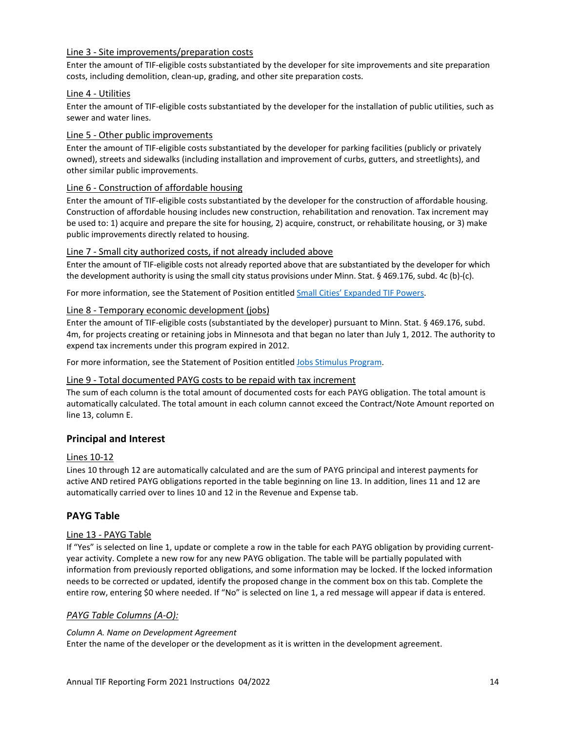#### Line 3 - Site improvements/preparation costs

Enter the amount of TIF-eligible costs substantiated by the developer for site improvements and site preparation costs, including demolition, clean-up, grading, and other site preparation costs.

#### Line 4 - Utilities

Enter the amount of TIF-eligible costs substantiated by the developer for the installation of public utilities, such as sewer and water lines.

#### Line 5 - Other public improvements

Enter the amount of TIF-eligible costs substantiated by the developer for parking facilities (publicly or privately owned), streets and sidewalks (including installation and improvement of curbs, gutters, and streetlights), and other similar public improvements.

#### Line 6 - Construction of affordable housing

Enter the amount of TIF-eligible costs substantiated by the developer for the construction of affordable housing. Construction of affordable housing includes new construction, rehabilitation and renovation. Tax increment may be used to: 1) acquire and prepare the site for housing, 2) acquire, construct, or rehabilitate housing, or 3) make public improvements directly related to housing.

#### Line 7 - Small city authorized costs, if not already included above

Enter the amount of TIF-eligible costs not already reported above that are substantiated by the developer for which the development authority is using the small city status provisions under Minn. Stat. § 469.176, subd. 4c (b)-(c).

For more information, see the Statement of Position entitled Small Cities' Expanded TIF Powers.

#### Line 8 - Temporary economic development (jobs)

Enter the amount of TIF-eligible costs (substantiated by the developer) pursuant to Minn. Stat. § 469.176, subd. 4m, for projects creating or retaining jobs in Minnesota and that began no later than July 1, 2012. The authority to expend tax increments under this program expired in 2012.

For more information, see the Statement of Position entitled Jobs Stimulus Program.

#### Line 9 - Total documented PAYG costs to be repaid with tax increment

The sum of each column is the total amount of documented costs for each PAYG obligation. The total amount is automatically calculated. The total amount in each column cannot exceed the Contract/Note Amount reported on line 13, column E.

### Principal and Interest

#### Lines 10-12

Lines 10 through 12 are automatically calculated and are the sum of PAYG principal and interest payments for active AND retired PAYG obligations reported in the table beginning on line 13. In addition, lines 11 and 12 are automatically carried over to lines 10 and 12 in the Revenue and Expense tab.

### PAYG Table

#### Line 13 - PAYG Table

If "Yes" is selected on line 1, update or complete a row in the table for each PAYG obligation by providing current-year activity. Complete a new row for any new PAYG obligation. The table will be partially populated with information from previously reported obligations, and some information may be locked. If the locked information needs to be corrected or updated, identify the proposed change in the comment box on this tab. Complete the entire row, entering $0 where needed. If "No" is selected on line 1, a red message will appear if data is entered.

*PAYG Table Columns (A-O):*

*Column A. Name on Development Agreement*

Enter the name of the developer or the development as it is written in the development agreement.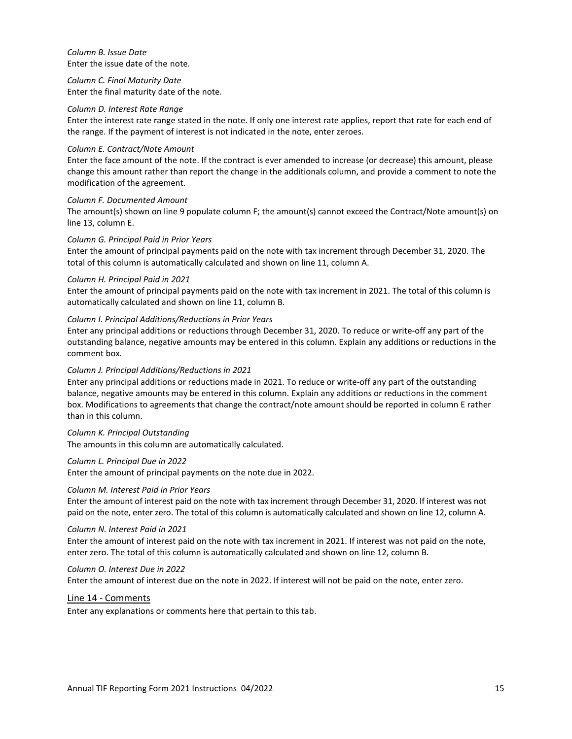*Column B. Issue Date*
Enter the issue date of the note.

*Column C. Final Maturity Date*
Enter the final maturity date of the note.

*Column D. Interest Rate Range*
Enter the interest rate range stated in the note. If only one interest rate applies, report that rate for each end of the range. If the payment of interest is not indicated in the note, enter zeroes.

*Column E. Contract/Note Amount*
Enter the face amount of the note. If the contract is ever amended to increase (or decrease) this amount, please change this amount rather than report the change in the additionals column, and provide a comment to note the modification of the agreement.

*Column F. Documented Amount*
The amount(s) shown on line 9 populate column F; the amount(s) cannot exceed the Contract/Note amount(s) on line 13, column E.

*Column G. Principal Paid in Prior Years*
Enter the amount of principal payments paid on the note with tax increment through December 31, 2020. The total of this column is automatically calculated and shown on line 11, column A.

*Column H. Principal Paid in 2021*
Enter the amount of principal payments paid on the note with tax increment in 2021. The total of this column is automatically calculated and shown on line 11, column B.

*Column I. Principal Additions/Reductions in Prior Years*
Enter any principal additions or reductions through December 31, 2020. To reduce or write-off any part of the outstanding balance, negative amounts may be entered in this column. Explain any additions or reductions in the comment box.

*Column J. Principal Additions/Reductions in 2021*
Enter any principal additions or reductions made in 2021. To reduce or write-off any part of the outstanding balance, negative amounts may be entered in this column. Explain any additions or reductions in the comment box. Modifications to agreements that change the contract/note amount should be reported in column E rather than in this column.

*Column K. Principal Outstanding*
The amounts in this column are automatically calculated.

*Column L. Principal Due in 2022*
Enter the amount of principal payments on the note due in 2022.

*Column M. Interest Paid in Prior Years*
Enter the amount of interest paid on the note with tax increment through December 31, 2020. If interest was not paid on the note, enter zero. The total of this column is automatically calculated and shown on line 12, column A.

*Column N. Interest Paid in 2021*
Enter the amount of interest paid on the note with tax increment in 2021. If interest was not paid on the note, enter zero. The total of this column is automatically calculated and shown on line 12, column B.

*Column O. Interest Due in 2022*
Enter the amount of interest due on the note in 2022. If interest will not be paid on the note, enter zero.

## Line 14 - Comments

Enter any explanations or comments here that pertain to this tab.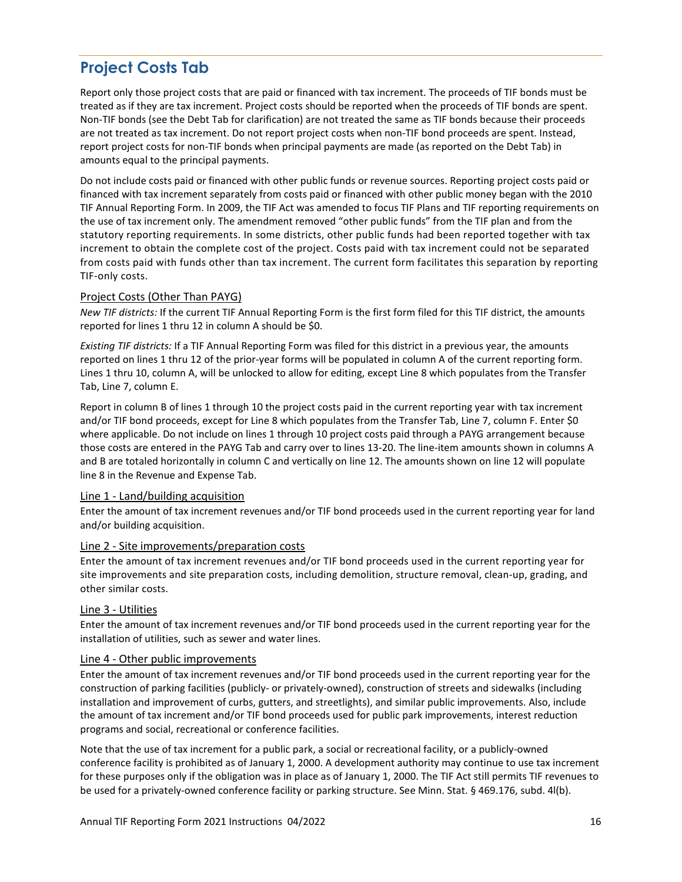## Project Costs Tab

Report only those project costs that are paid or financed with tax increment. The proceeds of TIF bonds must be treated as if they are tax increment. Project costs should be reported when the proceeds of TIF bonds are spent. Non-TIF bonds (see the Debt Tab for clarification) are not treated the same as TIF bonds because their proceeds are not treated as tax increment. Do not report project costs when non-TIF bond proceeds are spent. Instead, report project costs for non-TIF bonds when principal payments are made (as reported on the Debt Tab) in amounts equal to the principal payments.

Do not include costs paid or financed with other public funds or revenue sources. Reporting project costs paid or financed with tax increment separately from costs paid or financed with other public money began with the 2010 TIF Annual Reporting Form. In 2009, the TIF Act was amended to focus TIF Plans and TIF reporting requirements on the use of tax increment only. The amendment removed "other public funds" from the TIF plan and from the statutory reporting requirements. In some districts, other public funds had been reported together with tax increment to obtain the complete cost of the project. Costs paid with tax increment could not be separated from costs paid with funds other than tax increment. The current form facilitates this separation by reporting TIF-only costs.

### Project Costs (Other Than PAYG)

*New TIF districts:* If the current TIF Annual Reporting Form is the first form filed for this TIF district, the amounts reported for lines 1 thru 12 in column A should be $0.

*Existing TIF districts:* If a TIF Annual Reporting Form was filed for this district in a previous year, the amounts reported on lines 1 thru 12 of the prior-year forms will be populated in column A of the current reporting form. Lines 1 thru 10, column A, will be unlocked to allow for editing, except Line 8 which populates from the Transfer Tab, Line 7, column E.

Report in column B of lines 1 through 10 the project costs paid in the current reporting year with tax increment and/or TIF bond proceeds, except for Line 8 which populates from the Transfer Tab, Line 7, column F. Enter $0 where applicable. Do not include on lines 1 through 10 project costs paid through a PAYG arrangement because those costs are entered in the PAYG Tab and carry over to lines 13-20. The line-item amounts shown in columns A and B are totaled horizontally in column C and vertically on line 12. The amounts shown on line 12 will populate line 8 in the Revenue and Expense Tab.

### Line 1 - Land/building acquisition

Enter the amount of tax increment revenues and/or TIF bond proceeds used in the current reporting year for land and/or building acquisition.

### Line 2 - Site improvements/preparation costs

Enter the amount of tax increment revenues and/or TIF bond proceeds used in the current reporting year for site improvements and site preparation costs, including demolition, structure removal, clean-up, grading, and other similar costs.

### Line 3 - Utilities

Enter the amount of tax increment revenues and/or TIF bond proceeds used in the current reporting year for the installation of utilities, such as sewer and water lines.

### Line 4 - Other public improvements

Enter the amount of tax increment revenues and/or TIF bond proceeds used in the current reporting year for the construction of parking facilities (publicly- or privately-owned), construction of streets and sidewalks (including installation and improvement of curbs, gutters, and streetlights), and similar public improvements. Also, include the amount of tax increment and/or TIF bond proceeds used for public park improvements, interest reduction programs and social, recreational or conference facilities.

Note that the use of tax increment for a public park, a social or recreational facility, or a publicly-owned conference facility is prohibited as of January 1, 2000. A development authority may continue to use tax increment for these purposes only if the obligation was in place as of January 1, 2000. The TIF Act still permits TIF revenues to be used for a privately-owned conference facility or parking structure. See Minn. Stat. § 469.176, subd. 4l(b).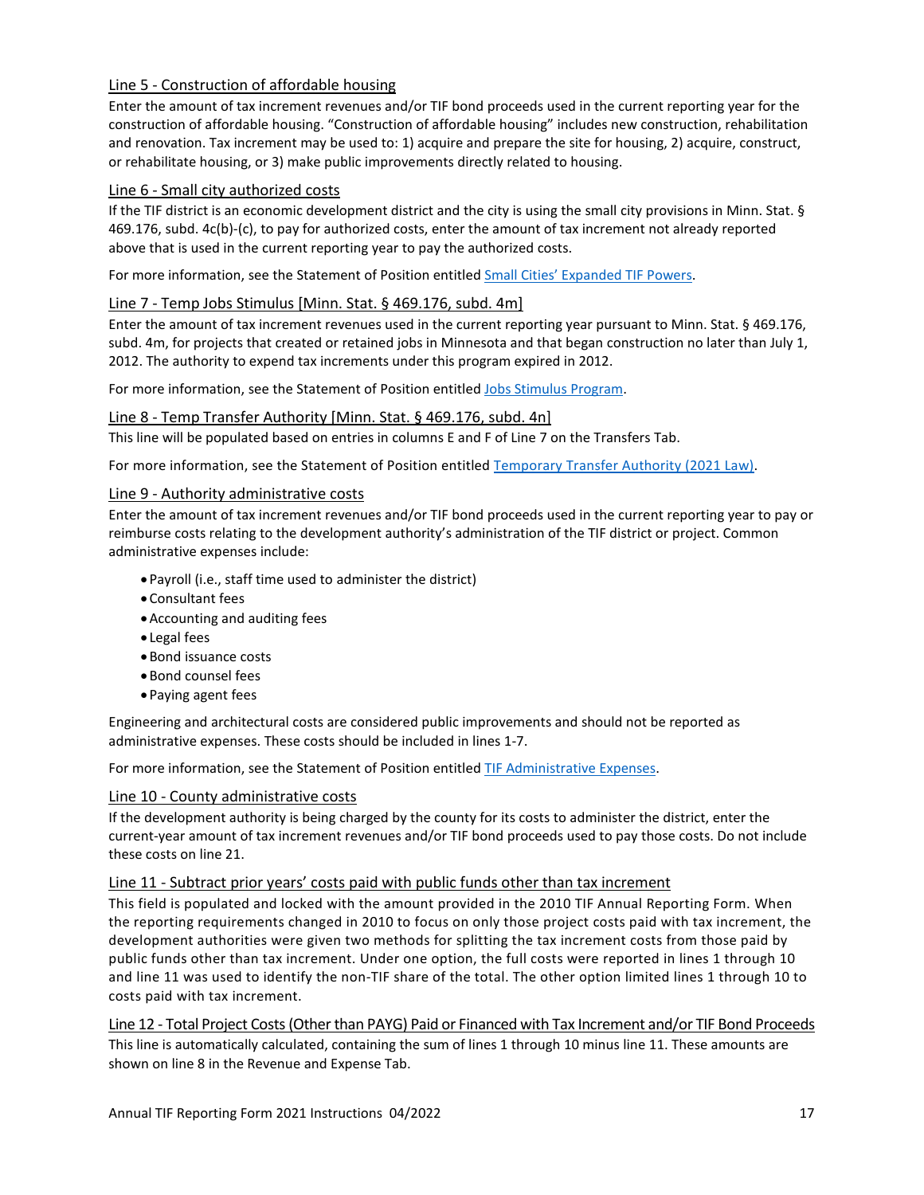### Line 5 - Construction of affordable housing

Enter the amount of tax increment revenues and/or TIF bond proceeds used in the current reporting year for the construction of affordable housing. "Construction of affordable housing" includes new construction, rehabilitation and renovation. Tax increment may be used to: 1) acquire and prepare the site for housing, 2) acquire, construct, or rehabilitate housing, or 3) make public improvements directly related to housing.

### Line 6 - Small city authorized costs

If the TIF district is an economic development district and the city is using the small city provisions in Minn. Stat. § 469.176, subd. 4c(b)-(c), to pay for authorized costs, enter the amount of tax increment not already reported above that is used in the current reporting year to pay the authorized costs.

For more information, see the Statement of Position entitled Small Cities' Expanded TIF Powers.

### Line 7 - Temp Jobs Stimulus [Minn. Stat. § 469.176, subd. 4m]

Enter the amount of tax increment revenues used in the current reporting year pursuant to Minn. Stat. § 469.176, subd. 4m, for projects that created or retained jobs in Minnesota and that began construction no later than July 1, 2012. The authority to expend tax increments under this program expired in 2012.

For more information, see the Statement of Position entitled Jobs Stimulus Program.

### Line 8 - Temp Transfer Authority [Minn. Stat. § 469.176, subd. 4n]

This line will be populated based on entries in columns E and F of Line 7 on the Transfers Tab.

For more information, see the Statement of Position entitled Temporary Transfer Authority (2021 Law).

### Line 9 - Authority administrative costs

Enter the amount of tax increment revenues and/or TIF bond proceeds used in the current reporting year to pay or reimburse costs relating to the development authority's administration of the TIF district or project. Common administrative expenses include:

- Payroll (i.e., staff time used to administer the district)
- Consultant fees
- Accounting and auditing fees
- Legal fees
- Bond issuance costs
- Bond counsel fees
- Paying agent fees

Engineering and architectural costs are considered public improvements and should not be reported as administrative expenses. These costs should be included in lines 1-7.

For more information, see the Statement of Position entitled TIF Administrative Expenses.

### Line 10 - County administrative costs

If the development authority is being charged by the county for its costs to administer the district, enter the current-year amount of tax increment revenues and/or TIF bond proceeds used to pay those costs. Do not include these costs on line 21.

### Line 11 - Subtract prior years' costs paid with public funds other than tax increment

This field is populated and locked with the amount provided in the 2010 TIF Annual Reporting Form. When the reporting requirements changed in 2010 to focus on only those project costs paid with tax increment, the development authorities were given two methods for splitting the tax increment costs from those paid by public funds other than tax increment. Under one option, the full costs were reported in lines 1 through 10 and line 11 was used to identify the non-TIF share of the total. The other option limited lines 1 through 10 to costs paid with tax increment.

### Line 12 - Total Project Costs (Other than PAYG) Paid or Financed with Tax Increment and/or TIF Bond Proceeds

This line is automatically calculated, containing the sum of lines 1 through 10 minus line 11. These amounts are shown on line 8 in the Revenue and Expense Tab.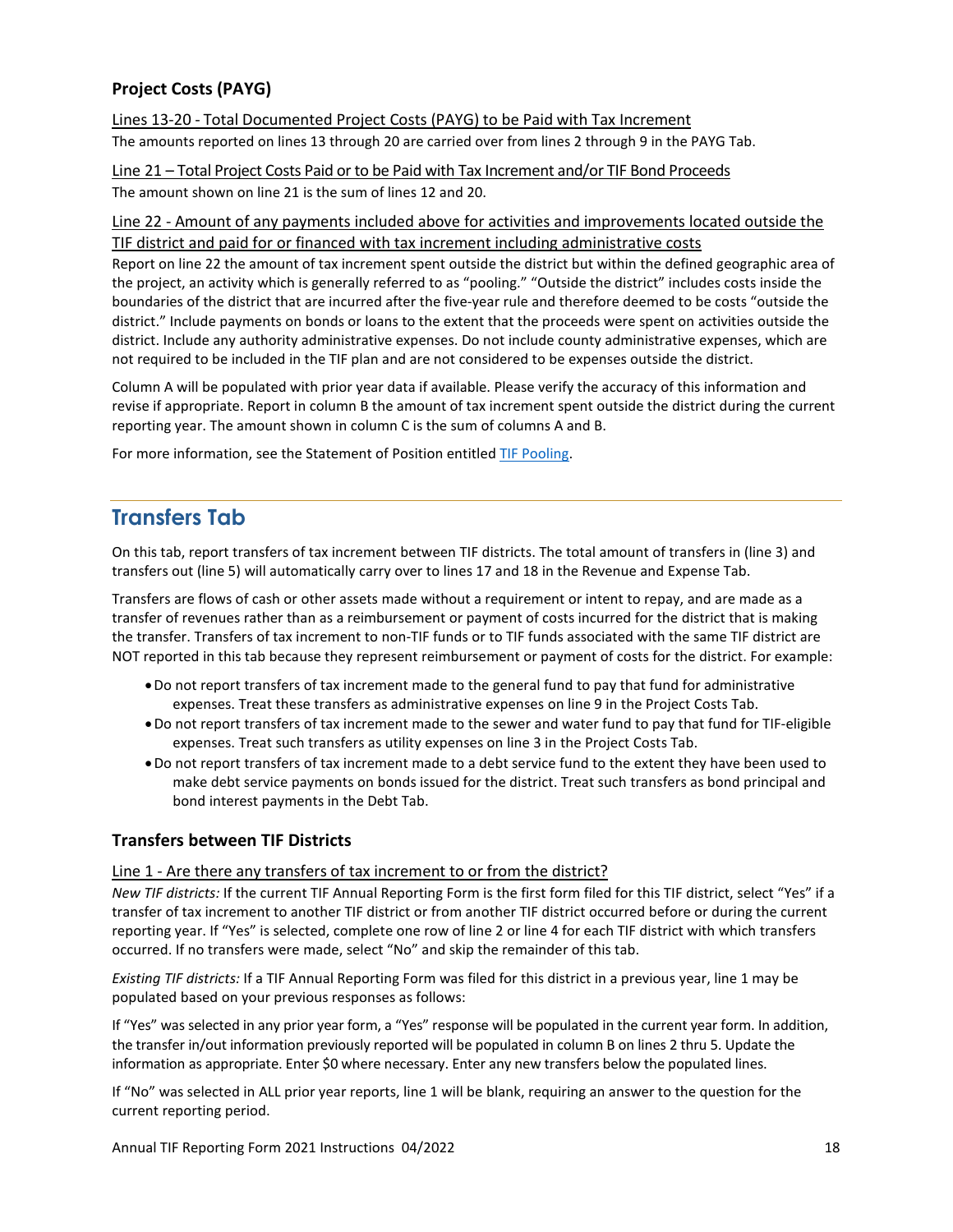### Project Costs (PAYG)

Lines 13-20 - Total Documented Project Costs (PAYG) to be Paid with Tax Increment

The amounts reported on lines 13 through 20 are carried over from lines 2 through 9 in the PAYG Tab.

Line 21 – Total Project Costs Paid or to be Paid with Tax Increment and/or TIF Bond Proceeds

The amount shown on line 21 is the sum of lines 12 and 20.

Line 22 - Amount of any payments included above for activities and improvements located outside the TIF district and paid for or financed with tax increment including administrative costs

Report on line 22 the amount of tax increment spent outside the district but within the defined geographic area of the project, an activity which is generally referred to as "pooling." "Outside the district" includes costs inside the boundaries of the district that are incurred after the five-year rule and therefore deemed to be costs "outside the district." Include payments on bonds or loans to the extent that the proceeds were spent on activities outside the district. Include any authority administrative expenses. Do not include county administrative expenses, which are not required to be included in the TIF plan and are not considered to be expenses outside the district.

Column A will be populated with prior year data if available. Please verify the accuracy of this information and revise if appropriate. Report in column B the amount of tax increment spent outside the district during the current reporting year. The amount shown in column C is the sum of columns A and B.

For more information, see the Statement of Position entitled TIF Pooling.

## Transfers Tab

On this tab, report transfers of tax increment between TIF districts. The total amount of transfers in (line 3) and transfers out (line 5) will automatically carry over to lines 17 and 18 in the Revenue and Expense Tab.

Transfers are flows of cash or other assets made without a requirement or intent to repay, and are made as a transfer of revenues rather than as a reimbursement or payment of costs incurred for the district that is making the transfer. Transfers of tax increment to non-TIF funds or to TIF funds associated with the same TIF district are NOT reported in this tab because they represent reimbursement or payment of costs for the district. For example:

- Do not report transfers of tax increment made to the general fund to pay that fund for administrative expenses. Treat these transfers as administrative expenses on line 9 in the Project Costs Tab.
- Do not report transfers of tax increment made to the sewer and water fund to pay that fund for TIF-eligible expenses. Treat such transfers as utility expenses on line 3 in the Project Costs Tab.
- Do not report transfers of tax increment made to a debt service fund to the extent they have been used to make debt service payments on bonds issued for the district. Treat such transfers as bond principal and bond interest payments in the Debt Tab.

### Transfers between TIF Districts

Line 1 - Are there any transfers of tax increment to or from the district?

*New TIF districts:* If the current TIF Annual Reporting Form is the first form filed for this TIF district, select "Yes" if a transfer of tax increment to another TIF district or from another TIF district occurred before or during the current reporting year. If "Yes" is selected, complete one row of line 2 or line 4 for each TIF district with which transfers occurred. If no transfers were made, select "No" and skip the remainder of this tab.

*Existing TIF districts:* If a TIF Annual Reporting Form was filed for this district in a previous year, line 1 may be populated based on your previous responses as follows:

If "Yes" was selected in any prior year form, a "Yes" response will be populated in the current year form. In addition, the transfer in/out information previously reported will be populated in column B on lines 2 thru 5. Update the information as appropriate. Enter $0 where necessary. Enter any new transfers below the populated lines.

If "No" was selected in ALL prior year reports, line 1 will be blank, requiring an answer to the question for the current reporting period.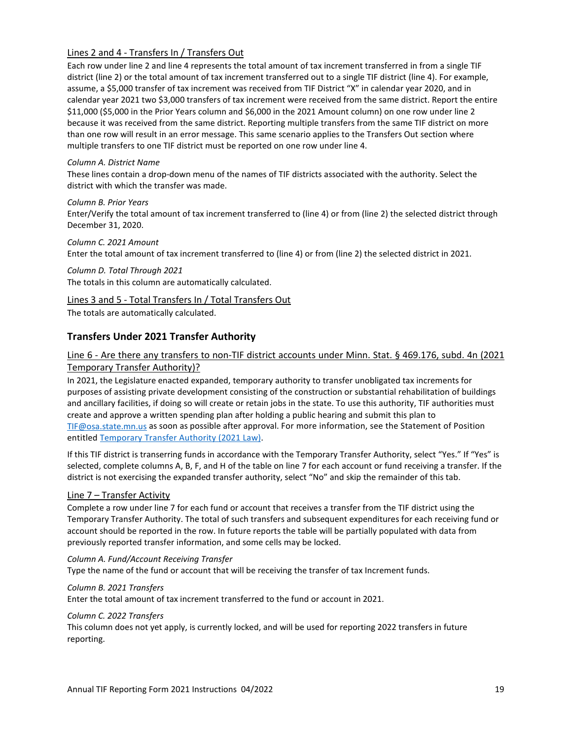Lines 2 and 4 - Transfers In / Transfers Out

Each row under line 2 and line 4 represents the total amount of tax increment transferred in from a single TIF district (line 2) or the total amount of tax increment transferred out to a single TIF district (line 4). For example, assume, a $5,000 transfer of tax increment was received from TIF District "X" in calendar year 2020, and in calendar year 2021 two $3,000 transfers of tax increment were received from the same district. Report the entire $11,000 ($5,000 in the Prior Years column and $6,000 in the 2021 Amount column) on one row under line 2 because it was received from the same district. Reporting multiple transfers from the same TIF district on more than one row will result in an error message. This same scenario applies to the Transfers Out section where multiple transfers to one TIF district must be reported on one row under line 4.

*Column A. District Name*

These lines contain a drop-down menu of the names of TIF districts associated with the authority. Select the district with which the transfer was made.

*Column B. Prior Years*

Enter/Verify the total amount of tax increment transferred to (line 4) or from (line 2) the selected district through December 31, 2020.

*Column C. 2021 Amount*

Enter the total amount of tax increment transferred to (line 4) or from (line 2) the selected district in 2021.

*Column D. Total Through 2021*

The totals in this column are automatically calculated.

Lines 3 and 5 - Total Transfers In / Total Transfers Out

The totals are automatically calculated.

## Transfers Under 2021 Transfer Authority

Line 6 - Are there any transfers to non-TIF district accounts under Minn. Stat. § 469.176, subd. 4n (2021 Temporary Transfer Authority)?

In 2021, the Legislature enacted expanded, temporary authority to transfer unobligated tax increments for purposes of assisting private development consisting of the construction or substantial rehabilitation of buildings and ancillary facilities, if doing so will create or retain jobs in the state. To use this authority, TIF authorities must create and approve a written spending plan after holding a public hearing and submit this plan to TIF@osa.state.mn.us as soon as possible after approval. For more information, see the Statement of Position entitled Temporary Transfer Authority (2021 Law).

If this TIF district is transerring funds in accordance with the Temporary Transfer Authority, select "Yes." If "Yes" is selected, complete columns A, B, F, and H of the table on line 7 for each account or fund receiving a transfer. If the district is not exercising the expanded transfer authority, select "No" and skip the remainder of this tab.

Line 7 – Transfer Activity

Complete a row under line 7 for each fund or account that receives a transfer from the TIF district using the Temporary Transfer Authority. The total of such transfers and subsequent expenditures for each receiving fund or account should be reported in the row. In future reports the table will be partially populated with data from previously reported transfer information, and some cells may be locked.

*Column A. Fund/Account Receiving Transfer*

Type the name of the fund or account that will be receiving the transfer of tax Increment funds.

*Column B. 2021 Transfers*

Enter the total amount of tax increment transferred to the fund or account in 2021.

*Column C. 2022 Transfers*

This column does not yet apply, is currently locked, and will be used for reporting 2022 transfers in future reporting.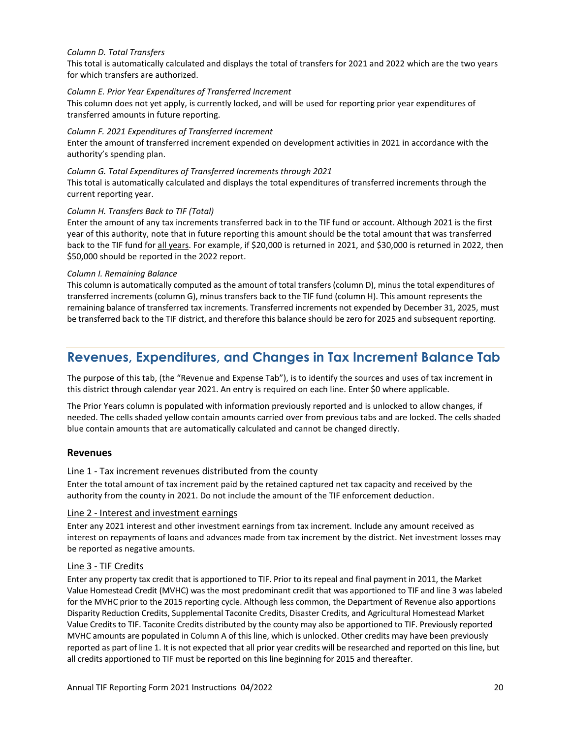*Column D. Total Transfers*

This total is automatically calculated and displays the total of transfers for 2021 and 2022 which are the two years for which transfers are authorized.

*Column E. Prior Year Expenditures of Transferred Increment*

This column does not yet apply, is currently locked, and will be used for reporting prior year expenditures of transferred amounts in future reporting.

*Column F. 2021 Expenditures of Transferred Increment*

Enter the amount of transferred increment expended on development activities in 2021 in accordance with the authority's spending plan.

*Column G. Total Expenditures of Transferred Increments through 2021*

This total is automatically calculated and displays the total expenditures of transferred increments through the current reporting year.

*Column H. Transfers Back to TIF (Total)*

Enter the amount of any tax increments transferred back in to the TIF fund or account. Although 2021 is the first year of this authority, note that in future reporting this amount should be the total amount that was transferred back to the TIF fund for <u>all years</u>. For example, if $20,000 is returned in 2021, and $30,000 is returned in 2022, then $50,000 should be reported in the 2022 report.

*Column I. Remaining Balance*

This column is automatically computed as the amount of total transfers (column D), minus the total expenditures of transferred increments (column G), minus transfers back to the TIF fund (column H). This amount represents the remaining balance of transferred tax increments. Transferred increments not expended by December 31, 2025, must be transferred back to the TIF district, and therefore this balance should be zero for 2025 and subsequent reporting.

## Revenues, Expenditures, and Changes in Tax Increment Balance Tab

The purpose of this tab, (the "Revenue and Expense Tab"), is to identify the sources and uses of tax increment in this district through calendar year 2021. An entry is required on each line. Enter $0 where applicable.

The Prior Years column is populated with information previously reported and is unlocked to allow changes, if needed. The cells shaded yellow contain amounts carried over from previous tabs and are locked. The cells shaded blue contain amounts that are automatically calculated and cannot be changed directly.

### Revenues

<u>Line 1 - Tax increment revenues distributed from the county</u>

Enter the total amount of tax increment paid by the retained captured net tax capacity and received by the authority from the county in 2021. Do not include the amount of the TIF enforcement deduction.

<u>Line 2 - Interest and investment earnings</u>

Enter any 2021 interest and other investment earnings from tax increment. Include any amount received as interest on repayments of loans and advances made from tax increment by the district. Net investment losses may be reported as negative amounts.

<u>Line 3 - TIF Credits</u>

Enter any property tax credit that is apportioned to TIF. Prior to its repeal and final payment in 2011, the Market Value Homestead Credit (MVHC) was the most predominant credit that was apportioned to TIF and line 3 was labeled for the MVHC prior to the 2015 reporting cycle. Although less common, the Department of Revenue also apportions Disparity Reduction Credits, Supplemental Taconite Credits, Disaster Credits, and Agricultural Homestead Market Value Credits to TIF. Taconite Credits distributed by the county may also be apportioned to TIF. Previously reported MVHC amounts are populated in Column A of this line, which is unlocked. Other credits may have been previously reported as part of line 1. It is not expected that all prior year credits will be researched and reported on this line, but all credits apportioned to TIF must be reported on this line beginning for 2015 and thereafter.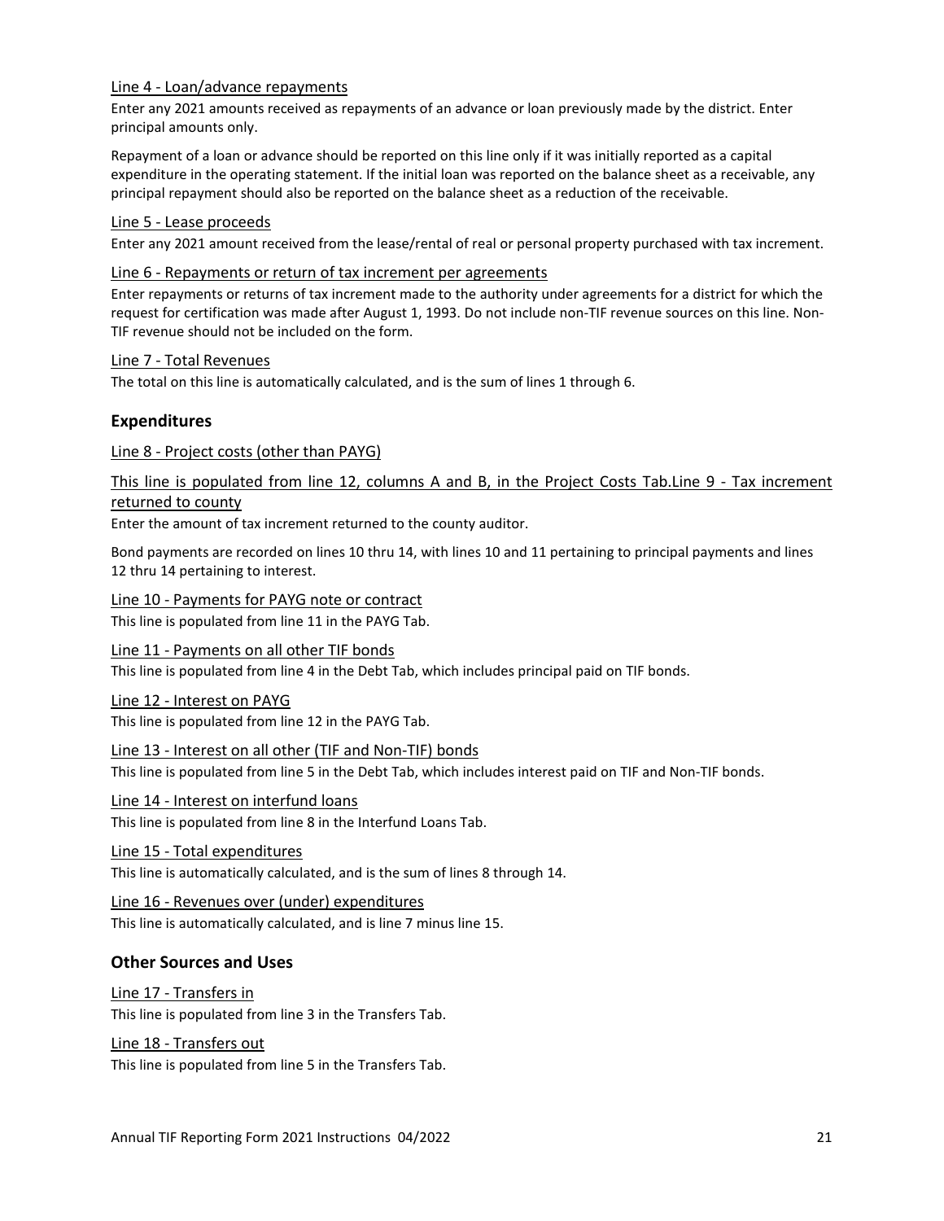Line 4 - Loan/advance repayments

Enter any 2021 amounts received as repayments of an advance or loan previously made by the district. Enter principal amounts only.

Repayment of a loan or advance should be reported on this line only if it was initially reported as a capital expenditure in the operating statement. If the initial loan was reported on the balance sheet as a receivable, any principal repayment should also be reported on the balance sheet as a reduction of the receivable.

Line 5 - Lease proceeds

Enter any 2021 amount received from the lease/rental of real or personal property purchased with tax increment.

Line 6 - Repayments or return of tax increment per agreements

Enter repayments or returns of tax increment made to the authority under agreements for a district for which the request for certification was made after August 1, 1993. Do not include non-TIF revenue sources on this line. Non-TIF revenue should not be included on the form.

Line 7 - Total Revenues

The total on this line is automatically calculated, and is the sum of lines 1 through 6.

## Expenditures

Line 8 - Project costs (other than PAYG)

This line is populated from line 12, columns A and B, in the Project Costs Tab.Line 9 - Tax increment returned to county

Enter the amount of tax increment returned to the county auditor.

Bond payments are recorded on lines 10 thru 14, with lines 10 and 11 pertaining to principal payments and lines 12 thru 14 pertaining to interest.

Line 10 - Payments for PAYG note or contract

This line is populated from line 11 in the PAYG Tab.

Line 11 - Payments on all other TIF bonds

This line is populated from line 4 in the Debt Tab, which includes principal paid on TIF bonds.

Line 12 - Interest on PAYG

This line is populated from line 12 in the PAYG Tab.

Line 13 - Interest on all other (TIF and Non-TIF) bonds

This line is populated from line 5 in the Debt Tab, which includes interest paid on TIF and Non-TIF bonds.

Line 14 - Interest on interfund loans

This line is populated from line 8 in the Interfund Loans Tab.

Line 15 - Total expenditures

This line is automatically calculated, and is the sum of lines 8 through 14.

Line 16 - Revenues over (under) expenditures

This line is automatically calculated, and is line 7 minus line 15.

## Other Sources and Uses

Line 17 - Transfers in

This line is populated from line 3 in the Transfers Tab.

Line 18 - Transfers out

This line is populated from line 5 in the Transfers Tab.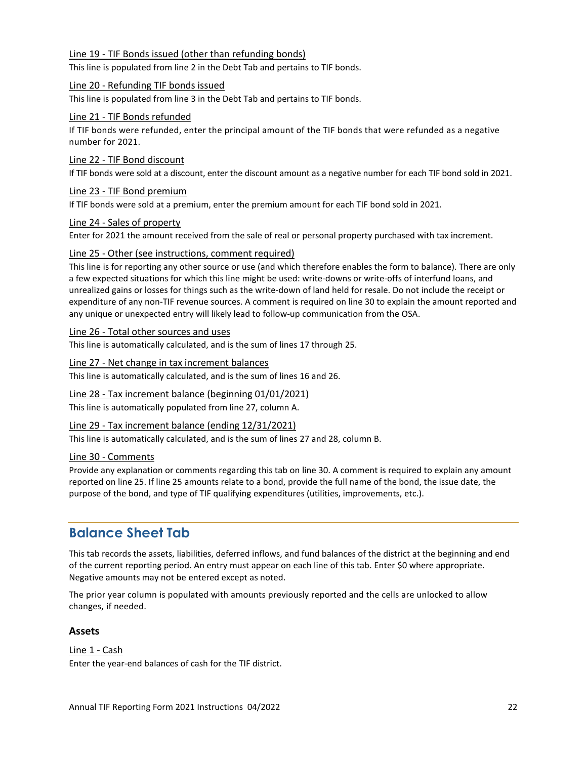Line 19 - TIF Bonds issued (other than refunding bonds)

This line is populated from line 2 in the Debt Tab and pertains to TIF bonds.

Line 20 - Refunding TIF bonds issued

This line is populated from line 3 in the Debt Tab and pertains to TIF bonds.

Line 21 - TIF Bonds refunded

If TIF bonds were refunded, enter the principal amount of the TIF bonds that were refunded as a negative number for 2021.

Line 22 - TIF Bond discount

If TIF bonds were sold at a discount, enter the discount amount as a negative number for each TIF bond sold in 2021.

Line 23 - TIF Bond premium

If TIF bonds were sold at a premium, enter the premium amount for each TIF bond sold in 2021.

Line 24 - Sales of property

Enter for 2021 the amount received from the sale of real or personal property purchased with tax increment.

Line 25 - Other (see instructions, comment required)

This line is for reporting any other source or use (and which therefore enables the form to balance). There are only a few expected situations for which this line might be used: write-downs or write-offs of interfund loans, and unrealized gains or losses for things such as the write-down of land held for resale. Do not include the receipt or expenditure of any non-TIF revenue sources. A comment is required on line 30 to explain the amount reported and any unique or unexpected entry will likely lead to follow-up communication from the OSA.

Line 26 - Total other sources and uses

This line is automatically calculated, and is the sum of lines 17 through 25.

Line 27 - Net change in tax increment balances

This line is automatically calculated, and is the sum of lines 16 and 26.

Line 28 - Tax increment balance (beginning 01/01/2021)

This line is automatically populated from line 27, column A.

Line 29 - Tax increment balance (ending 12/31/2021)

This line is automatically calculated, and is the sum of lines 27 and 28, column B.

Line 30 - Comments

Provide any explanation or comments regarding this tab on line 30. A comment is required to explain any amount reported on line 25. If line 25 amounts relate to a bond, provide the full name of the bond, the issue date, the purpose of the bond, and type of TIF qualifying expenditures (utilities, improvements, etc.).

## Balance Sheet Tab

This tab records the assets, liabilities, deferred inflows, and fund balances of the district at the beginning and end of the current reporting period. An entry must appear on each line of this tab. Enter $0 where appropriate. Negative amounts may not be entered except as noted.

The prior year column is populated with amounts previously reported and the cells are unlocked to allow changes, if needed.

### Assets

Line 1 - Cash

Enter the year-end balances of cash for the TIF district.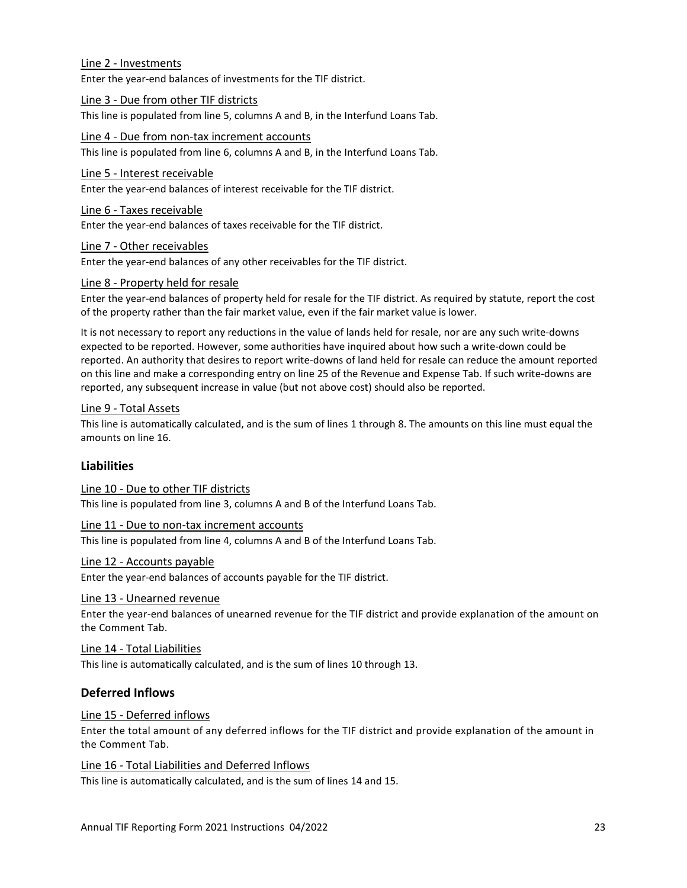Line 2 - Investments

Enter the year-end balances of investments for the TIF district.

Line 3 - Due from other TIF districts

This line is populated from line 5, columns A and B, in the Interfund Loans Tab.

Line 4 - Due from non-tax increment accounts

This line is populated from line 6, columns A and B, in the Interfund Loans Tab.

Line 5 - Interest receivable

Enter the year-end balances of interest receivable for the TIF district.

Line 6 - Taxes receivable

Enter the year-end balances of taxes receivable for the TIF district.

Line 7 - Other receivables

Enter the year-end balances of any other receivables for the TIF district.

Line 8 - Property held for resale

Enter the year-end balances of property held for resale for the TIF district. As required by statute, report the cost of the property rather than the fair market value, even if the fair market value is lower.

It is not necessary to report any reductions in the value of lands held for resale, nor are any such write-downs expected to be reported. However, some authorities have inquired about how such a write-down could be reported. An authority that desires to report write-downs of land held for resale can reduce the amount reported on this line and make a corresponding entry on line 25 of the Revenue and Expense Tab. If such write-downs are reported, any subsequent increase in value (but not above cost) should also be reported.

Line 9 - Total Assets

This line is automatically calculated, and is the sum of lines 1 through 8. The amounts on this line must equal the amounts on line 16.

## Liabilities

Line 10 - Due to other TIF districts

This line is populated from line 3, columns A and B of the Interfund Loans Tab.

Line 11 - Due to non-tax increment accounts

This line is populated from line 4, columns A and B of the Interfund Loans Tab.

Line 12 - Accounts payable

Enter the year-end balances of accounts payable for the TIF district.

Line 13 - Unearned revenue

Enter the year-end balances of unearned revenue for the TIF district and provide explanation of the amount on the Comment Tab.

Line 14 - Total Liabilities

This line is automatically calculated, and is the sum of lines 10 through 13.

## Deferred Inflows

Line 15 - Deferred inflows

Enter the total amount of any deferred inflows for the TIF district and provide explanation of the amount in the Comment Tab.

Line 16 - Total Liabilities and Deferred Inflows

This line is automatically calculated, and is the sum of lines 14 and 15.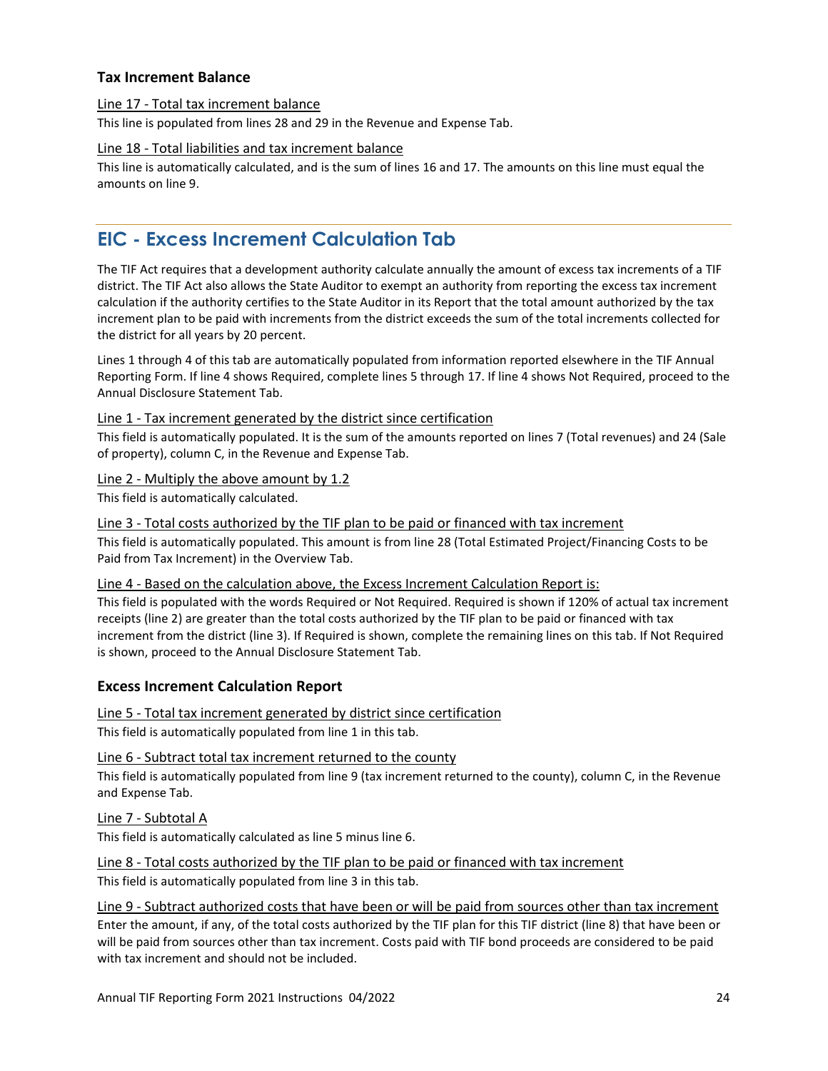### Tax Increment Balance

Line 17 - Total tax increment balance

This line is populated from lines 28 and 29 in the Revenue and Expense Tab.

Line 18 - Total liabilities and tax increment balance

This line is automatically calculated, and is the sum of lines 16 and 17. The amounts on this line must equal the amounts on line 9.

## EIC - Excess Increment Calculation Tab

The TIF Act requires that a development authority calculate annually the amount of excess tax increments of a TIF district. The TIF Act also allows the State Auditor to exempt an authority from reporting the excess tax increment calculation if the authority certifies to the State Auditor in its Report that the total amount authorized by the tax increment plan to be paid with increments from the district exceeds the sum of the total increments collected for the district for all years by 20 percent.

Lines 1 through 4 of this tab are automatically populated from information reported elsewhere in the TIF Annual Reporting Form. If line 4 shows Required, complete lines 5 through 17. If line 4 shows Not Required, proceed to the Annual Disclosure Statement Tab.

Line 1 - Tax increment generated by the district since certification

This field is automatically populated. It is the sum of the amounts reported on lines 7 (Total revenues) and 24 (Sale of property), column C, in the Revenue and Expense Tab.

Line 2 - Multiply the above amount by 1.2

This field is automatically calculated.

Line 3 - Total costs authorized by the TIF plan to be paid or financed with tax increment

This field is automatically populated. This amount is from line 28 (Total Estimated Project/Financing Costs to be Paid from Tax Increment) in the Overview Tab.

Line 4 - Based on the calculation above, the Excess Increment Calculation Report is:

This field is populated with the words Required or Not Required. Required is shown if 120% of actual tax increment receipts (line 2) are greater than the total costs authorized by the TIF plan to be paid or financed with tax increment from the district (line 3). If Required is shown, complete the remaining lines on this tab. If Not Required is shown, proceed to the Annual Disclosure Statement Tab.

### Excess Increment Calculation Report

Line 5 - Total tax increment generated by district since certification

This field is automatically populated from line 1 in this tab.

Line 6 - Subtract total tax increment returned to the county

This field is automatically populated from line 9 (tax increment returned to the county), column C, in the Revenue and Expense Tab.

Line 7 - Subtotal A

This field is automatically calculated as line 5 minus line 6.

Line 8 - Total costs authorized by the TIF plan to be paid or financed with tax increment

This field is automatically populated from line 3 in this tab.

Line 9 - Subtract authorized costs that have been or will be paid from sources other than tax increment

Enter the amount, if any, of the total costs authorized by the TIF plan for this TIF district (line 8) that have been or will be paid from sources other than tax increment. Costs paid with TIF bond proceeds are considered to be paid with tax increment and should not be included.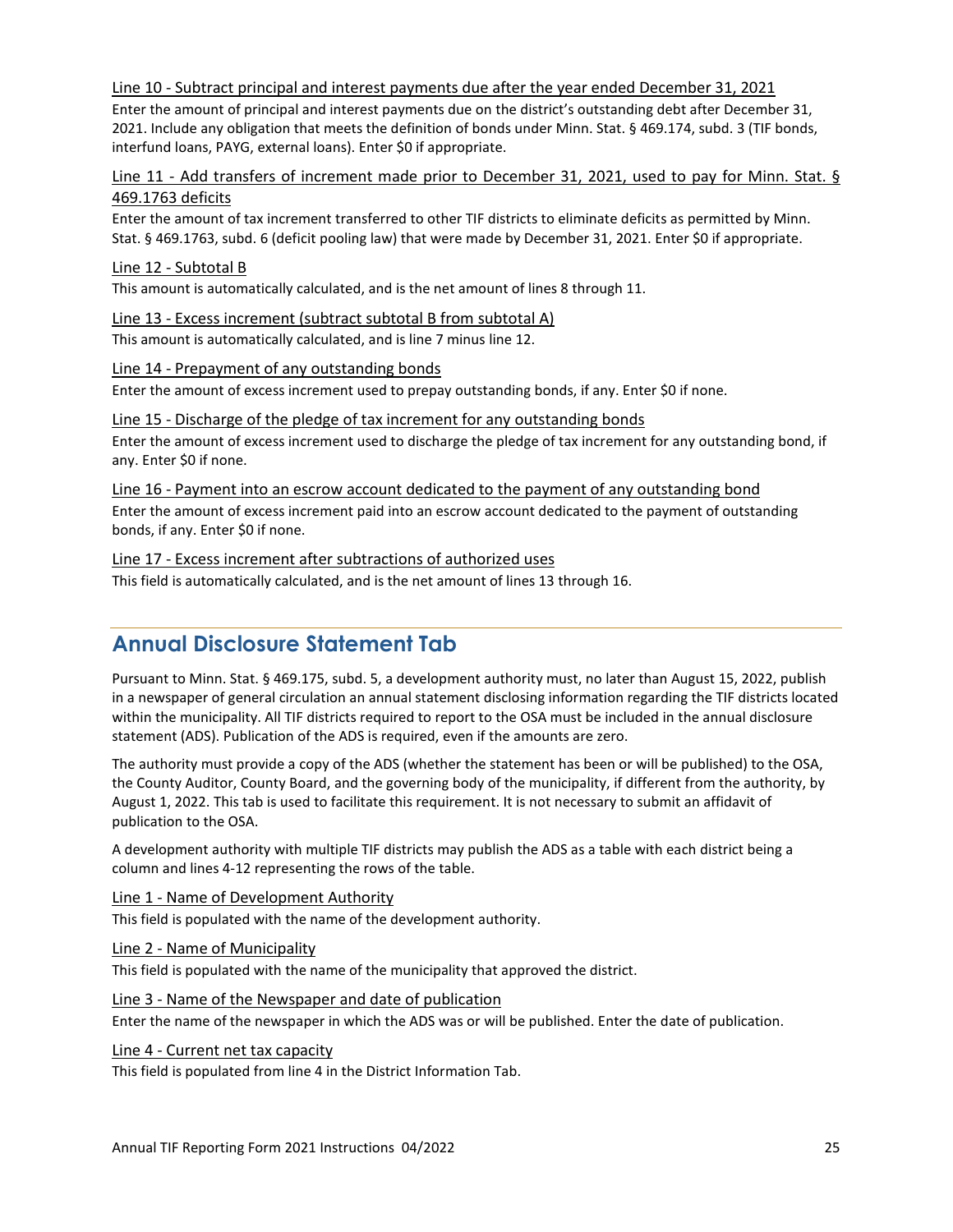Line 10 - Subtract principal and interest payments due after the year ended December 31, 2021

Enter the amount of principal and interest payments due on the district's outstanding debt after December 31, 2021. Include any obligation that meets the definition of bonds under Minn. Stat. § 469.174, subd. 3 (TIF bonds, interfund loans, PAYG, external loans). Enter $0 if appropriate.

Line 11 - Add transfers of increment made prior to December 31, 2021, used to pay for Minn. Stat. § 469.1763 deficits

Enter the amount of tax increment transferred to other TIF districts to eliminate deficits as permitted by Minn. Stat. § 469.1763, subd. 6 (deficit pooling law) that were made by December 31, 2021. Enter $0 if appropriate.

Line 12 - Subtotal B

This amount is automatically calculated, and is the net amount of lines 8 through 11.

Line 13 - Excess increment (subtract subtotal B from subtotal A)

This amount is automatically calculated, and is line 7 minus line 12.

Line 14 - Prepayment of any outstanding bonds

Enter the amount of excess increment used to prepay outstanding bonds, if any. Enter $0 if none.

Line 15 - Discharge of the pledge of tax increment for any outstanding bonds

Enter the amount of excess increment used to discharge the pledge of tax increment for any outstanding bond, if any. Enter $0 if none.

Line 16 - Payment into an escrow account dedicated to the payment of any outstanding bond

Enter the amount of excess increment paid into an escrow account dedicated to the payment of outstanding bonds, if any. Enter $0 if none.

Line 17 - Excess increment after subtractions of authorized uses

This field is automatically calculated, and is the net amount of lines 13 through 16.

## Annual Disclosure Statement Tab

Pursuant to Minn. Stat. § 469.175, subd. 5, a development authority must, no later than August 15, 2022, publish in a newspaper of general circulation an annual statement disclosing information regarding the TIF districts located within the municipality. All TIF districts required to report to the OSA must be included in the annual disclosure statement (ADS). Publication of the ADS is required, even if the amounts are zero.

The authority must provide a copy of the ADS (whether the statement has been or will be published) to the OSA, the County Auditor, County Board, and the governing body of the municipality, if different from the authority, by August 1, 2022. This tab is used to facilitate this requirement. It is not necessary to submit an affidavit of publication to the OSA.

A development authority with multiple TIF districts may publish the ADS as a table with each district being a column and lines 4-12 representing the rows of the table.

Line 1 - Name of Development Authority

This field is populated with the name of the development authority.

Line 2 - Name of Municipality

This field is populated with the name of the municipality that approved the district.

Line 3 - Name of the Newspaper and date of publication

Enter the name of the newspaper in which the ADS was or will be published. Enter the date of publication.

Line 4 - Current net tax capacity

This field is populated from line 4 in the District Information Tab.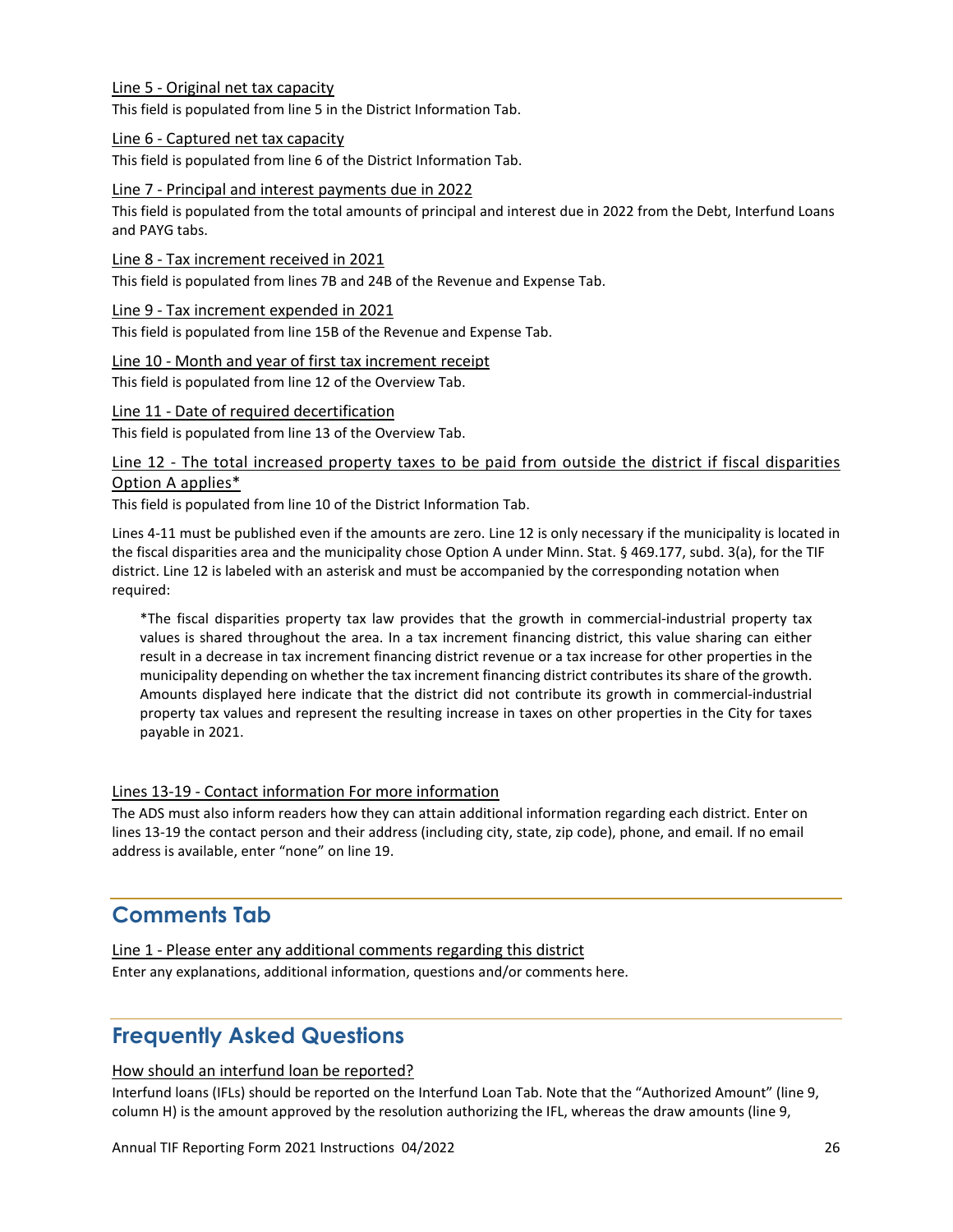Line 5 - Original net tax capacity

This field is populated from line 5 in the District Information Tab.

Line 6 - Captured net tax capacity

This field is populated from line 6 of the District Information Tab.

Line 7 - Principal and interest payments due in 2022

This field is populated from the total amounts of principal and interest due in 2022 from the Debt, Interfund Loans and PAYG tabs.

Line 8 - Tax increment received in 2021

This field is populated from lines 7B and 24B of the Revenue and Expense Tab.

Line 9 - Tax increment expended in 2021

This field is populated from line 15B of the Revenue and Expense Tab.

Line 10 - Month and year of first tax increment receipt

This field is populated from line 12 of the Overview Tab.

Line 11 - Date of required decertification

This field is populated from line 13 of the Overview Tab.

Line 12 - The total increased property taxes to be paid from outside the district if fiscal disparities Option A applies*

This field is populated from line 10 of the District Information Tab.

Lines 4-11 must be published even if the amounts are zero. Line 12 is only necessary if the municipality is located in the fiscal disparities area and the municipality chose Option A under Minn. Stat. § 469.177, subd. 3(a), for the TIF district. Line 12 is labeled with an asterisk and must be accompanied by the corresponding notation when required:

> *The fiscal disparities property tax law provides that the growth in commercial-industrial property tax values is shared throughout the area. In a tax increment financing district, this value sharing can either result in a decrease in tax increment financing district revenue or a tax increase for other properties in the municipality depending on whether the tax increment financing district contributes its share of the growth. Amounts displayed here indicate that the district did not contribute its growth in commercial-industrial property tax values and represent the resulting increase in taxes on other properties in the City for taxes payable in 2021.

Lines 13-19 - Contact information For more information

The ADS must also inform readers how they can attain additional information regarding each district. Enter on lines 13-19 the contact person and their address (including city, state, zip code), phone, and email. If no email address is available, enter "none" on line 19.

## Comments Tab

Line 1 - Please enter any additional comments regarding this district

Enter any explanations, additional information, questions and/or comments here.

## Frequently Asked Questions

How should an interfund loan be reported?

Interfund loans (IFLs) should be reported on the Interfund Loan Tab. Note that the "Authorized Amount" (line 9, column H) is the amount approved by the resolution authorizing the IFL, whereas the draw amounts (line 9,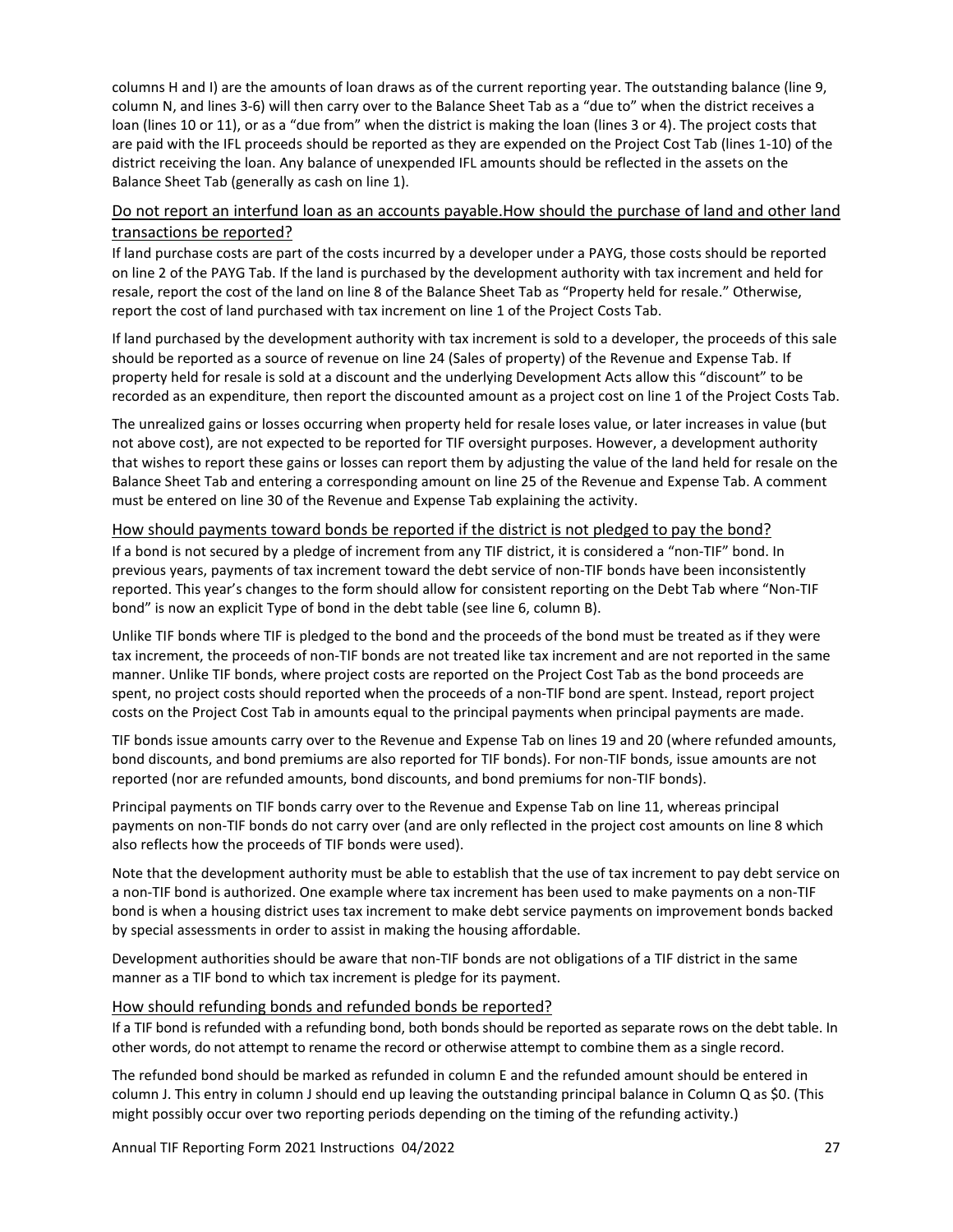columns H and I) are the amounts of loan draws as of the current reporting year. The outstanding balance (line 9, column N, and lines 3-6) will then carry over to the Balance Sheet Tab as a "due to" when the district receives a loan (lines 10 or 11), or as a "due from" when the district is making the loan (lines 3 or 4). The project costs that are paid with the IFL proceeds should be reported as they are expended on the Project Cost Tab (lines 1-10) of the district receiving the loan. Any balance of unexpended IFL amounts should be reflected in the assets on the Balance Sheet Tab (generally as cash on line 1).

### Do not report an interfund loan as an accounts payable.How should the purchase of land and other land transactions be reported?

If land purchase costs are part of the costs incurred by a developer under a PAYG, those costs should be reported on line 2 of the PAYG Tab. If the land is purchased by the development authority with tax increment and held for resale, report the cost of the land on line 8 of the Balance Sheet Tab as "Property held for resale." Otherwise, report the cost of land purchased with tax increment on line 1 of the Project Costs Tab.

If land purchased by the development authority with tax increment is sold to a developer, the proceeds of this sale should be reported as a source of revenue on line 24 (Sales of property) of the Revenue and Expense Tab. If property held for resale is sold at a discount and the underlying Development Acts allow this "discount" to be recorded as an expenditure, then report the discounted amount as a project cost on line 1 of the Project Costs Tab.

The unrealized gains or losses occurring when property held for resale loses value, or later increases in value (but not above cost), are not expected to be reported for TIF oversight purposes. However, a development authority that wishes to report these gains or losses can report them by adjusting the value of the land held for resale on the Balance Sheet Tab and entering a corresponding amount on line 25 of the Revenue and Expense Tab. A comment must be entered on line 30 of the Revenue and Expense Tab explaining the activity.

### How should payments toward bonds be reported if the district is not pledged to pay the bond?

If a bond is not secured by a pledge of increment from any TIF district, it is considered a "non-TIF" bond. In previous years, payments of tax increment toward the debt service of non-TIF bonds have been inconsistently reported. This year's changes to the form should allow for consistent reporting on the Debt Tab where "Non-TIF bond" is now an explicit Type of bond in the debt table (see line 6, column B).

Unlike TIF bonds where TIF is pledged to the bond and the proceeds of the bond must be treated as if they were tax increment, the proceeds of non-TIF bonds are not treated like tax increment and are not reported in the same manner. Unlike TIF bonds, where project costs are reported on the Project Cost Tab as the bond proceeds are spent, no project costs should reported when the proceeds of a non-TIF bond are spent. Instead, report project costs on the Project Cost Tab in amounts equal to the principal payments when principal payments are made.

TIF bonds issue amounts carry over to the Revenue and Expense Tab on lines 19 and 20 (where refunded amounts, bond discounts, and bond premiums are also reported for TIF bonds). For non-TIF bonds, issue amounts are not reported (nor are refunded amounts, bond discounts, and bond premiums for non-TIF bonds).

Principal payments on TIF bonds carry over to the Revenue and Expense Tab on line 11, whereas principal payments on non-TIF bonds do not carry over (and are only reflected in the project cost amounts on line 8 which also reflects how the proceeds of TIF bonds were used).

Note that the development authority must be able to establish that the use of tax increment to pay debt service on a non-TIF bond is authorized. One example where tax increment has been used to make payments on a non-TIF bond is when a housing district uses tax increment to make debt service payments on improvement bonds backed by special assessments in order to assist in making the housing affordable.

Development authorities should be aware that non-TIF bonds are not obligations of a TIF district in the same manner as a TIF bond to which tax increment is pledge for its payment.

### How should refunding bonds and refunded bonds be reported?

If a TIF bond is refunded with a refunding bond, both bonds should be reported as separate rows on the debt table. In other words, do not attempt to rename the record or otherwise attempt to combine them as a single record.

The refunded bond should be marked as refunded in column E and the refunded amount should be entered in column J. This entry in column J should end up leaving the outstanding principal balance in Column Q as $0. (This might possibly occur over two reporting periods depending on the timing of the refunding activity.)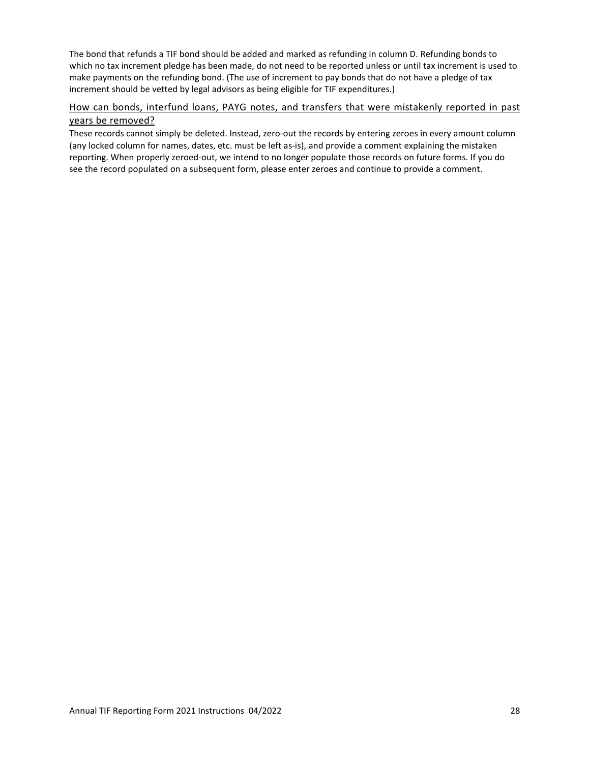The bond that refunds a TIF bond should be added and marked as refunding in column D. Refunding bonds to which no tax increment pledge has been made, do not need to be reported unless or until tax increment is used to make payments on the refunding bond. (The use of increment to pay bonds that do not have a pledge of tax increment should be vetted by legal advisors as being eligible for TIF expenditures.)

### How can bonds, interfund loans, PAYG notes, and transfers that were mistakenly reported in past years be removed?

These records cannot simply be deleted. Instead, zero-out the records by entering zeroes in every amount column (any locked column for names, dates, etc. must be left as-is), and provide a comment explaining the mistaken reporting. When properly zeroed-out, we intend to no longer populate those records on future forms. If you do see the record populated on a subsequent form, please enter zeroes and continue to provide a comment.